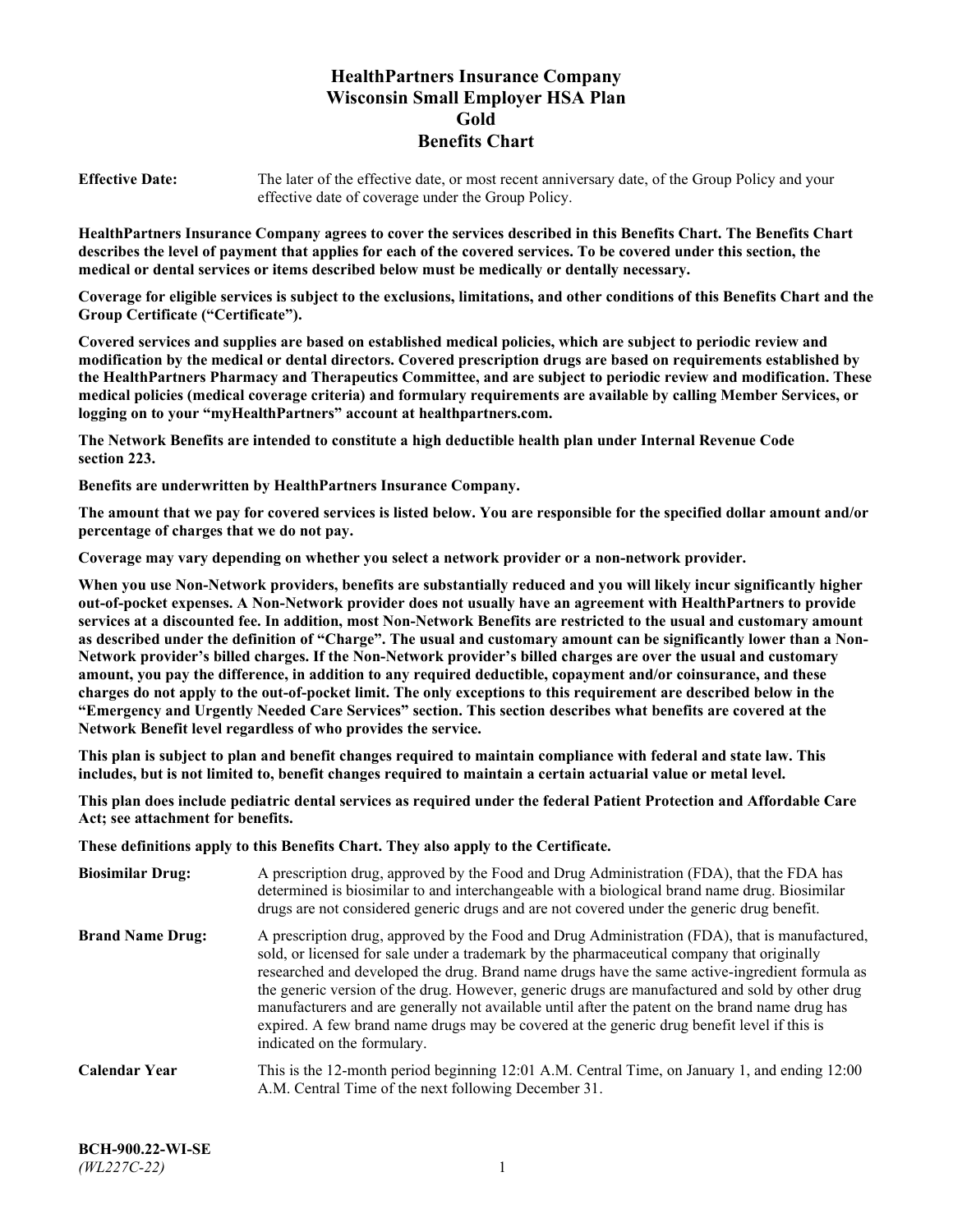# HealthPartners Insurance Company
# Wisconsin Small Employer HSA Plan
# Gold
# Benefits Chart

**Effective Date:** The later of the effective date, or most recent anniversary date, of the Group Policy and your effective date of coverage under the Group Policy.

**HealthPartners Insurance Company agrees to cover the services described in this Benefits Chart. The Benefits Chart describes the level of payment that applies for each of the covered services. To be covered under this section, the medical or dental services or items described below must be medically or dentally necessary.**

**Coverage for eligible services is subject to the exclusions, limitations, and other conditions of this Benefits Chart and the Group Certificate ("Certificate").**

**Covered services and supplies are based on established medical policies, which are subject to periodic review and modification by the medical or dental directors. Covered prescription drugs are based on requirements established by the HealthPartners Pharmacy and Therapeutics Committee, and are subject to periodic review and modification. These medical policies (medical coverage criteria) and formulary requirements are available by calling Member Services, or logging on to your "myHealthPartners" account at healthpartners.com.**

**The Network Benefits are intended to constitute a high deductible health plan under Internal Revenue Code section 223.**

**Benefits are underwritten by HealthPartners Insurance Company.**

**The amount that we pay for covered services is listed below. You are responsible for the specified dollar amount and/or percentage of charges that we do not pay.**

**Coverage may vary depending on whether you select a network provider or a non-network provider.**

**When you use Non-Network providers, benefits are substantially reduced and you will likely incur significantly higher out-of-pocket expenses. A Non-Network provider does not usually have an agreement with HealthPartners to provide services at a discounted fee. In addition, most Non-Network Benefits are restricted to the usual and customary amount as described under the definition of "Charge". The usual and customary amount can be significantly lower than a Non-Network provider's billed charges. If the Non-Network provider's billed charges are over the usual and customary amount, you pay the difference, in addition to any required deductible, copayment and/or coinsurance, and these charges do not apply to the out-of-pocket limit. The only exceptions to this requirement are described below in the "Emergency and Urgently Needed Care Services" section. This section describes what benefits are covered at the Network Benefit level regardless of who provides the service.**

**This plan is subject to plan and benefit changes required to maintain compliance with federal and state law. This includes, but is not limited to, benefit changes required to maintain a certain actuarial value or metal level.**

**This plan does include pediatric dental services as required under the federal Patient Protection and Affordable Care Act; see attachment for benefits.**

**These definitions apply to this Benefits Chart. They also apply to the Certificate.**

**Biosimilar Drug:** A prescription drug, approved by the Food and Drug Administration (FDA), that the FDA has determined is biosimilar to and interchangeable with a biological brand name drug. Biosimilar drugs are not considered generic drugs and are not covered under the generic drug benefit.

**Brand Name Drug:** A prescription drug, approved by the Food and Drug Administration (FDA), that is manufactured, sold, or licensed for sale under a trademark by the pharmaceutical company that originally researched and developed the drug. Brand name drugs have the same active-ingredient formula as the generic version of the drug. However, generic drugs are manufactured and sold by other drug manufacturers and are generally not available until after the patent on the brand name drug has expired. A few brand name drugs may be covered at the generic drug benefit level if this is indicated on the formulary.

**Calendar Year** This is the 12-month period beginning 12:01 A.M. Central Time, on January 1, and ending 12:00 A.M. Central Time of the next following December 31.

**BCH-900.22-WI-SE**
*(WL227C-22)*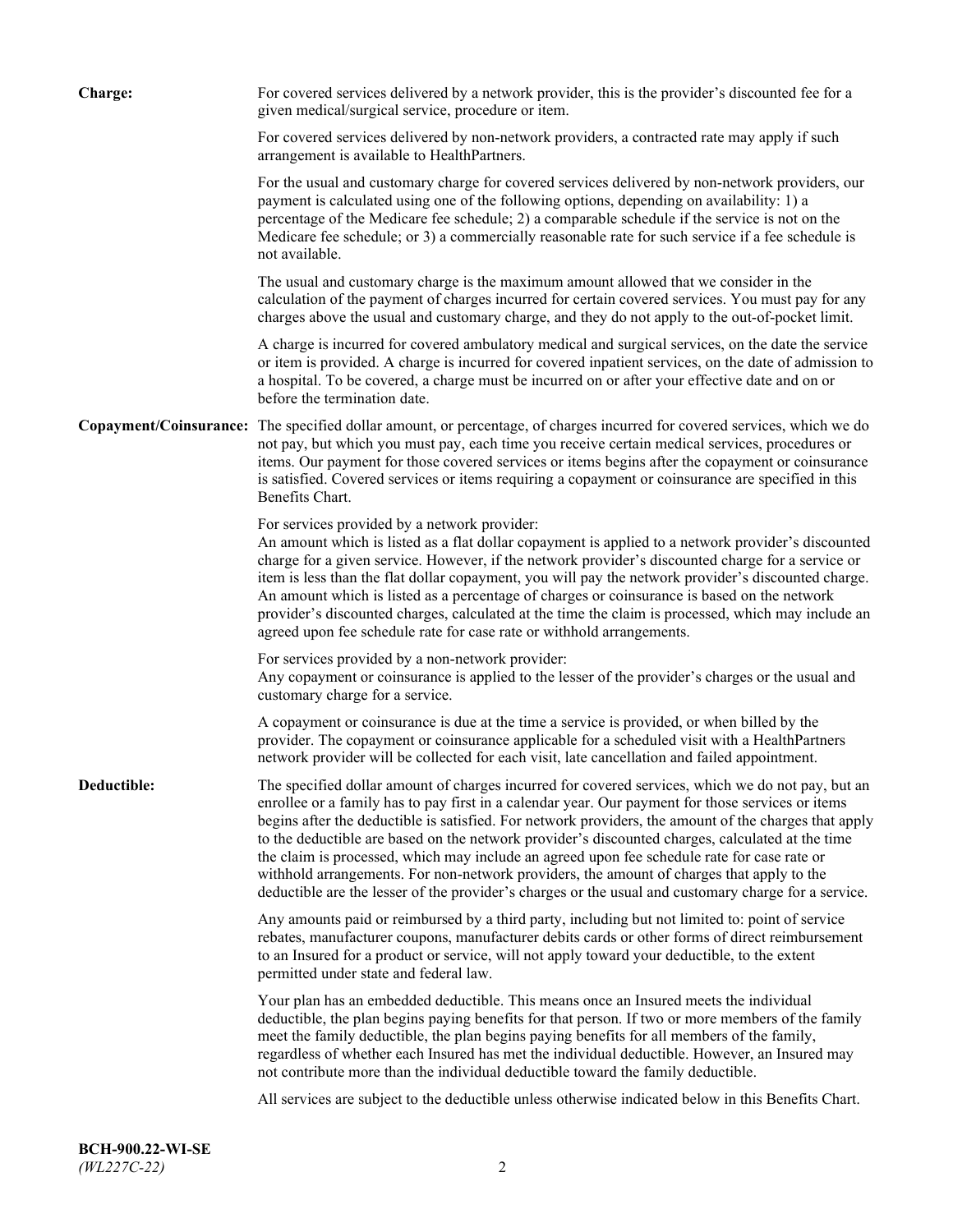**Charge:** For covered services delivered by a network provider, this is the provider's discounted fee for a given medical/surgical service, procedure or item.

For covered services delivered by non-network providers, a contracted rate may apply if such arrangement is available to HealthPartners.

For the usual and customary charge for covered services delivered by non-network providers, our payment is calculated using one of the following options, depending on availability: 1) a percentage of the Medicare fee schedule; 2) a comparable schedule if the service is not on the Medicare fee schedule; or 3) a commercially reasonable rate for such service if a fee schedule is not available.

The usual and customary charge is the maximum amount allowed that we consider in the calculation of the payment of charges incurred for certain covered services. You must pay for any charges above the usual and customary charge, and they do not apply to the out-of-pocket limit.

A charge is incurred for covered ambulatory medical and surgical services, on the date the service or item is provided. A charge is incurred for covered inpatient services, on the date of admission to a hospital. To be covered, a charge must be incurred on or after your effective date and on or before the termination date.

**Copayment/Coinsurance:** The specified dollar amount, or percentage, of charges incurred for covered services, which we do not pay, but which you must pay, each time you receive certain medical services, procedures or items. Our payment for those covered services or items begins after the copayment or coinsurance is satisfied. Covered services or items requiring a copayment or coinsurance are specified in this Benefits Chart.

For services provided by a network provider:
An amount which is listed as a flat dollar copayment is applied to a network provider's discounted charge for a given service. However, if the network provider's discounted charge for a service or item is less than the flat dollar copayment, you will pay the network provider's discounted charge. An amount which is listed as a percentage of charges or coinsurance is based on the network provider's discounted charges, calculated at the time the claim is processed, which may include an agreed upon fee schedule rate for case rate or withhold arrangements.

For services provided by a non-network provider:
Any copayment or coinsurance is applied to the lesser of the provider's charges or the usual and customary charge for a service.

A copayment or coinsurance is due at the time a service is provided, or when billed by the provider. The copayment or coinsurance applicable for a scheduled visit with a HealthPartners network provider will be collected for each visit, late cancellation and failed appointment.

**Deductible:** The specified dollar amount of charges incurred for covered services, which we do not pay, but an enrollee or a family has to pay first in a calendar year. Our payment for those services or items begins after the deductible is satisfied. For network providers, the amount of the charges that apply to the deductible are based on the network provider's discounted charges, calculated at the time the claim is processed, which may include an agreed upon fee schedule rate for case rate or withhold arrangements. For non-network providers, the amount of charges that apply to the deductible are the lesser of the provider's charges or the usual and customary charge for a service.

Any amounts paid or reimbursed by a third party, including but not limited to: point of service rebates, manufacturer coupons, manufacturer debits cards or other forms of direct reimbursement to an Insured for a product or service, will not apply toward your deductible, to the extent permitted under state and federal law.

Your plan has an embedded deductible. This means once an Insured meets the individual deductible, the plan begins paying benefits for that person. If two or more members of the family meet the family deductible, the plan begins paying benefits for all members of the family, regardless of whether each Insured has met the individual deductible. However, an Insured may not contribute more than the individual deductible toward the family deductible.

All services are subject to the deductible unless otherwise indicated below in this Benefits Chart.

**BCH-900.22-WI-SE**
*(WL227C-22)*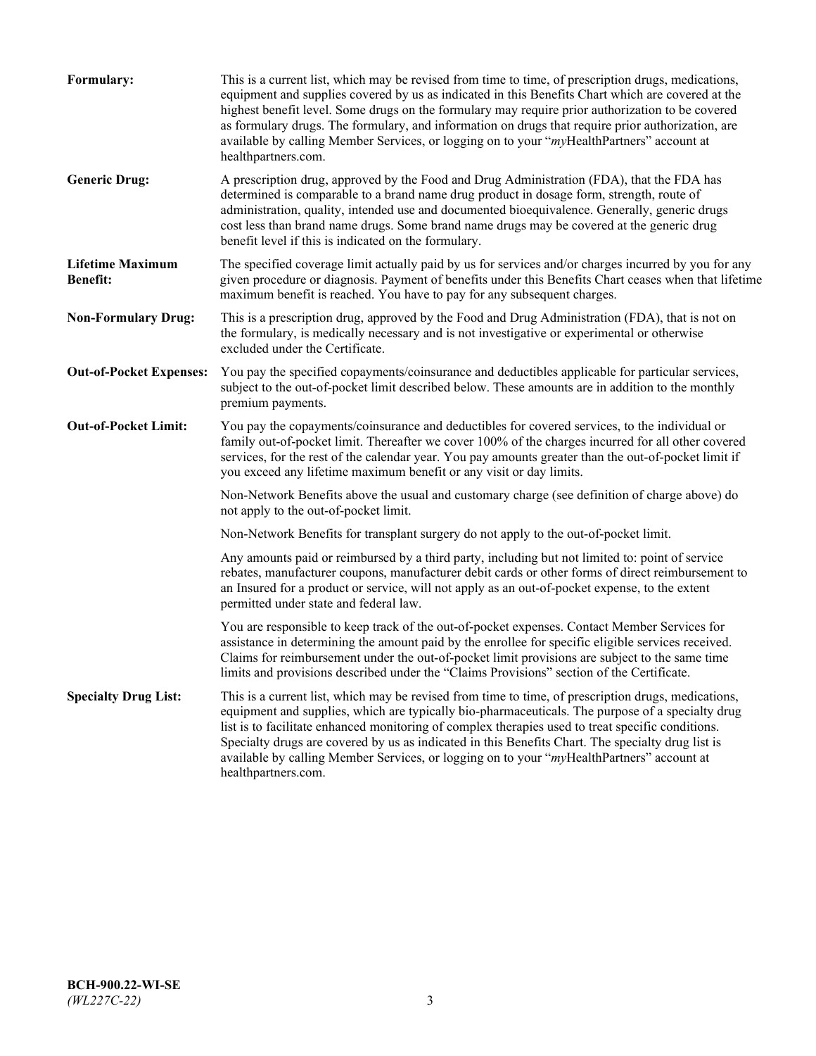**Formulary:** This is a current list, which may be revised from time to time, of prescription drugs, medications, equipment and supplies covered by us as indicated in this Benefits Chart which are covered at the highest benefit level. Some drugs on the formulary may require prior authorization to be covered as formulary drugs. The formulary, and information on drugs that require prior authorization, are available by calling Member Services, or logging on to your "*my*HealthPartners" account at healthpartners.com.

**Generic Drug:** A prescription drug, approved by the Food and Drug Administration (FDA), that the FDA has determined is comparable to a brand name drug product in dosage form, strength, route of administration, quality, intended use and documented bioequivalence. Generally, generic drugs cost less than brand name drugs. Some brand name drugs may be covered at the generic drug benefit level if this is indicated on the formulary.

**Lifetime Maximum Benefit:** The specified coverage limit actually paid by us for services and/or charges incurred by you for any given procedure or diagnosis. Payment of benefits under this Benefits Chart ceases when that lifetime maximum benefit is reached. You have to pay for any subsequent charges.

**Non-Formulary Drug:** This is a prescription drug, approved by the Food and Drug Administration (FDA), that is not on the formulary, is medically necessary and is not investigative or experimental or otherwise excluded under the Certificate.

**Out-of-Pocket Expenses:** You pay the specified copayments/coinsurance and deductibles applicable for particular services, subject to the out-of-pocket limit described below. These amounts are in addition to the monthly premium payments.

**Out-of-Pocket Limit:** You pay the copayments/coinsurance and deductibles for covered services, to the individual or family out-of-pocket limit. Thereafter we cover 100% of the charges incurred for all other covered services, for the rest of the calendar year. You pay amounts greater than the out-of-pocket limit if you exceed any lifetime maximum benefit or any visit or day limits.

Non-Network Benefits above the usual and customary charge (see definition of charge above) do not apply to the out-of-pocket limit.

Non-Network Benefits for transplant surgery do not apply to the out-of-pocket limit.

Any amounts paid or reimbursed by a third party, including but not limited to: point of service rebates, manufacturer coupons, manufacturer debit cards or other forms of direct reimbursement to an Insured for a product or service, will not apply as an out-of-pocket expense, to the extent permitted under state and federal law.

You are responsible to keep track of the out-of-pocket expenses. Contact Member Services for assistance in determining the amount paid by the enrollee for specific eligible services received. Claims for reimbursement under the out-of-pocket limit provisions are subject to the same time limits and provisions described under the "Claims Provisions" section of the Certificate.

**Specialty Drug List:** This is a current list, which may be revised from time to time, of prescription drugs, medications, equipment and supplies, which are typically bio-pharmaceuticals. The purpose of a specialty drug list is to facilitate enhanced monitoring of complex therapies used to treat specific conditions. Specialty drugs are covered by us as indicated in this Benefits Chart. The specialty drug list is available by calling Member Services, or logging on to your "*my*HealthPartners" account at healthpartners.com.

**BCH-900.22-WI-SE**
*(WL227C-22)*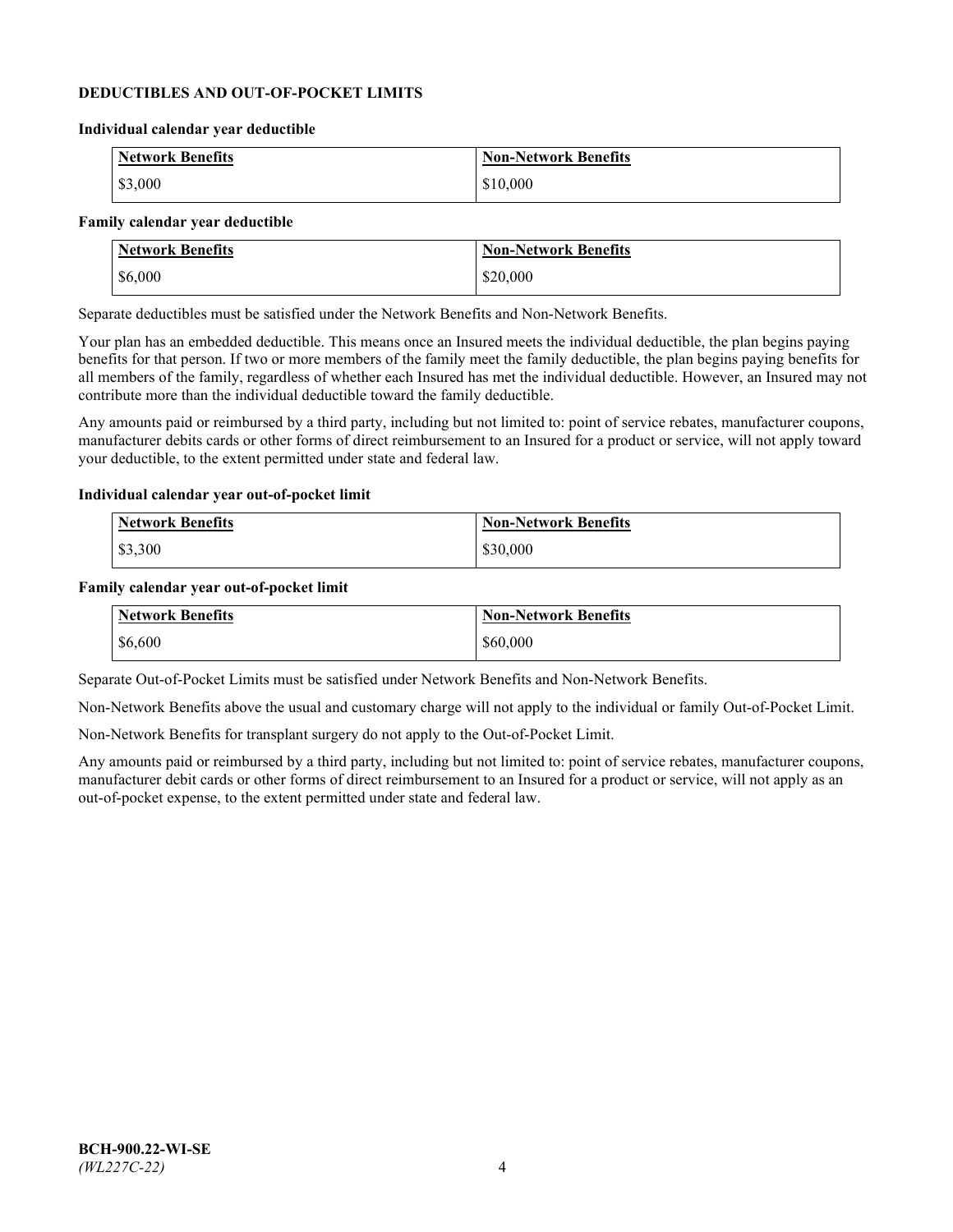**DEDUCTIBLES AND OUT-OF-POCKET LIMITS**

**Individual calendar year deductible**

| Network Benefits | Non-Network Benefits |
| --- | --- |
| $3,000 | $10,000 |

**Family calendar year deductible**

| Network Benefits | Non-Network Benefits |
| --- | --- |
| $6,000 | $20,000 |

Separate deductibles must be satisfied under the Network Benefits and Non-Network Benefits.

Your plan has an embedded deductible. This means once an Insured meets the individual deductible, the plan begins paying benefits for that person. If two or more members of the family meet the family deductible, the plan begins paying benefits for all members of the family, regardless of whether each Insured has met the individual deductible. However, an Insured may not contribute more than the individual deductible toward the family deductible.

Any amounts paid or reimbursed by a third party, including but not limited to: point of service rebates, manufacturer coupons, manufacturer debits cards or other forms of direct reimbursement to an Insured for a product or service, will not apply toward your deductible, to the extent permitted under state and federal law.

**Individual calendar year out-of-pocket limit**

| Network Benefits | Non-Network Benefits |
| --- | --- |
| $3,300 | $30,000 |

**Family calendar year out-of-pocket limit**

| Network Benefits | Non-Network Benefits |
| --- | --- |
| $6,600 | $60,000 |

Separate Out-of-Pocket Limits must be satisfied under Network Benefits and Non-Network Benefits.

Non-Network Benefits above the usual and customary charge will not apply to the individual or family Out-of-Pocket Limit.

Non-Network Benefits for transplant surgery do not apply to the Out-of-Pocket Limit.

Any amounts paid or reimbursed by a third party, including but not limited to: point of service rebates, manufacturer coupons, manufacturer debit cards or other forms of direct reimbursement to an Insured for a product or service, will not apply as an out-of-pocket expense, to the extent permitted under state and federal law.

**BCH-900.22-WI-SE**
*(WL227C-22)*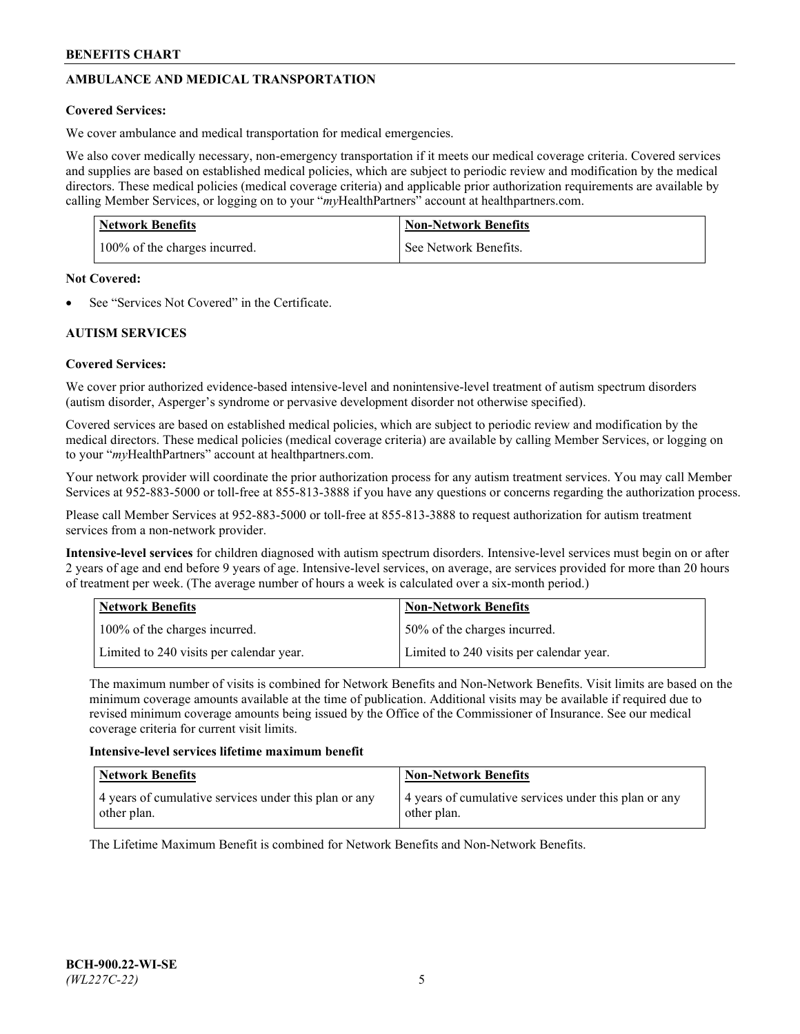## AMBULANCE AND MEDICAL TRANSPORTATION

**Covered Services:**

We cover ambulance and medical transportation for medical emergencies.

We also cover medically necessary, non-emergency transportation if it meets our medical coverage criteria. Covered services and supplies are based on established medical policies, which are subject to periodic review and modification by the medical directors. These medical policies (medical coverage criteria) and applicable prior authorization requirements are available by calling Member Services, or logging on to your "*my*HealthPartners" account at healthpartners.com.

| Network Benefits | Non-Network Benefits |
| --- | --- |
| 100% of the charges incurred. | See Network Benefits. |

**Not Covered:**

- See "Services Not Covered" in the Certificate.

## AUTISM SERVICES

**Covered Services:**

We cover prior authorized evidence-based intensive-level and nonintensive-level treatment of autism spectrum disorders (autism disorder, Asperger's syndrome or pervasive development disorder not otherwise specified).

Covered services are based on established medical policies, which are subject to periodic review and modification by the medical directors. These medical policies (medical coverage criteria) are available by calling Member Services, or logging on to your "*my*HealthPartners" account at healthpartners.com.

Your network provider will coordinate the prior authorization process for any autism treatment services. You may call Member Services at 952-883-5000 or toll-free at 855-813-3888 if you have any questions or concerns regarding the authorization process.

Please call Member Services at 952-883-5000 or toll-free at 855-813-3888 to request authorization for autism treatment services from a non-network provider.

**Intensive-level services** for children diagnosed with autism spectrum disorders. Intensive-level services must begin on or after 2 years of age and end before 9 years of age. Intensive-level services, on average, are services provided for more than 20 hours of treatment per week. (The average number of hours a week is calculated over a six-month period.)

| Network Benefits | Non-Network Benefits |
| --- | --- |
| 100% of the charges incurred. | 50% of the charges incurred. |
| Limited to 240 visits per calendar year. | Limited to 240 visits per calendar year. |

The maximum number of visits is combined for Network Benefits and Non-Network Benefits. Visit limits are based on the minimum coverage amounts available at the time of publication. Additional visits may be available if required due to revised minimum coverage amounts being issued by the Office of the Commissioner of Insurance. See our medical coverage criteria for current visit limits.

**Intensive-level services lifetime maximum benefit**

| Network Benefits | Non-Network Benefits |
| --- | --- |
| 4 years of cumulative services under this plan or any other plan. | 4 years of cumulative services under this plan or any other plan. |

The Lifetime Maximum Benefit is combined for Network Benefits and Non-Network Benefits.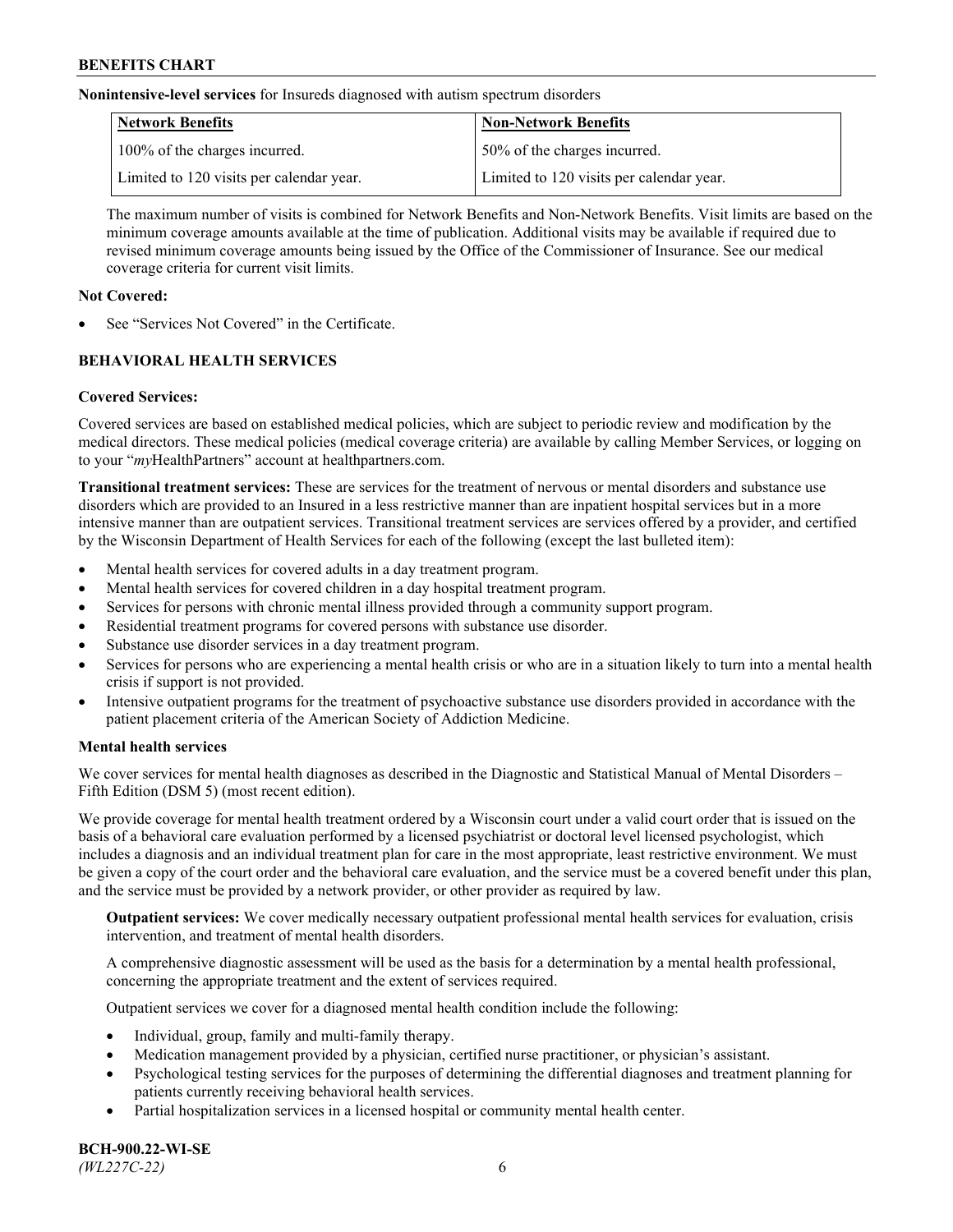**Nonintensive-level services** for Insureds diagnosed with autism spectrum disorders

| Network Benefits | Non-Network Benefits |
| --- | --- |
| 100% of the charges incurred. | 50% of the charges incurred. |
| Limited to 120 visits per calendar year. | Limited to 120 visits per calendar year. |

The maximum number of visits is combined for Network Benefits and Non-Network Benefits. Visit limits are based on the minimum coverage amounts available at the time of publication. Additional visits may be available if required due to revised minimum coverage amounts being issued by the Office of the Commissioner of Insurance. See our medical coverage criteria for current visit limits.

**Not Covered:**

- See "Services Not Covered" in the Certificate.

## BEHAVIORAL HEALTH SERVICES

**Covered Services:**

Covered services are based on established medical policies, which are subject to periodic review and modification by the medical directors. These medical policies (medical coverage criteria) are available by calling Member Services, or logging on to your "*my*HealthPartners" account at healthpartners.com.

**Transitional treatment services:** These are services for the treatment of nervous or mental disorders and substance use disorders which are provided to an Insured in a less restrictive manner than are inpatient hospital services but in a more intensive manner than are outpatient services. Transitional treatment services are services offered by a provider, and certified by the Wisconsin Department of Health Services for each of the following (except the last bulleted item):

- Mental health services for covered adults in a day treatment program.
- Mental health services for covered children in a day hospital treatment program.
- Services for persons with chronic mental illness provided through a community support program.
- Residential treatment programs for covered persons with substance use disorder.
- Substance use disorder services in a day treatment program.
- Services for persons who are experiencing a mental health crisis or who are in a situation likely to turn into a mental health crisis if support is not provided.
- Intensive outpatient programs for the treatment of psychoactive substance use disorders provided in accordance with the patient placement criteria of the American Society of Addiction Medicine.

**Mental health services**

We cover services for mental health diagnoses as described in the Diagnostic and Statistical Manual of Mental Disorders – Fifth Edition (DSM 5) (most recent edition).

We provide coverage for mental health treatment ordered by a Wisconsin court under a valid court order that is issued on the basis of a behavioral care evaluation performed by a licensed psychiatrist or doctoral level licensed psychologist, which includes a diagnosis and an individual treatment plan for care in the most appropriate, least restrictive environment. We must be given a copy of the court order and the behavioral care evaluation, and the service must be a covered benefit under this plan, and the service must be provided by a network provider, or other provider as required by law.

**Outpatient services:** We cover medically necessary outpatient professional mental health services for evaluation, crisis intervention, and treatment of mental health disorders.

A comprehensive diagnostic assessment will be used as the basis for a determination by a mental health professional, concerning the appropriate treatment and the extent of services required.

Outpatient services we cover for a diagnosed mental health condition include the following:

- Individual, group, family and multi-family therapy.
- Medication management provided by a physician, certified nurse practitioner, or physician's assistant.
- Psychological testing services for the purposes of determining the differential diagnoses and treatment planning for patients currently receiving behavioral health services.
- Partial hospitalization services in a licensed hospital or community mental health center.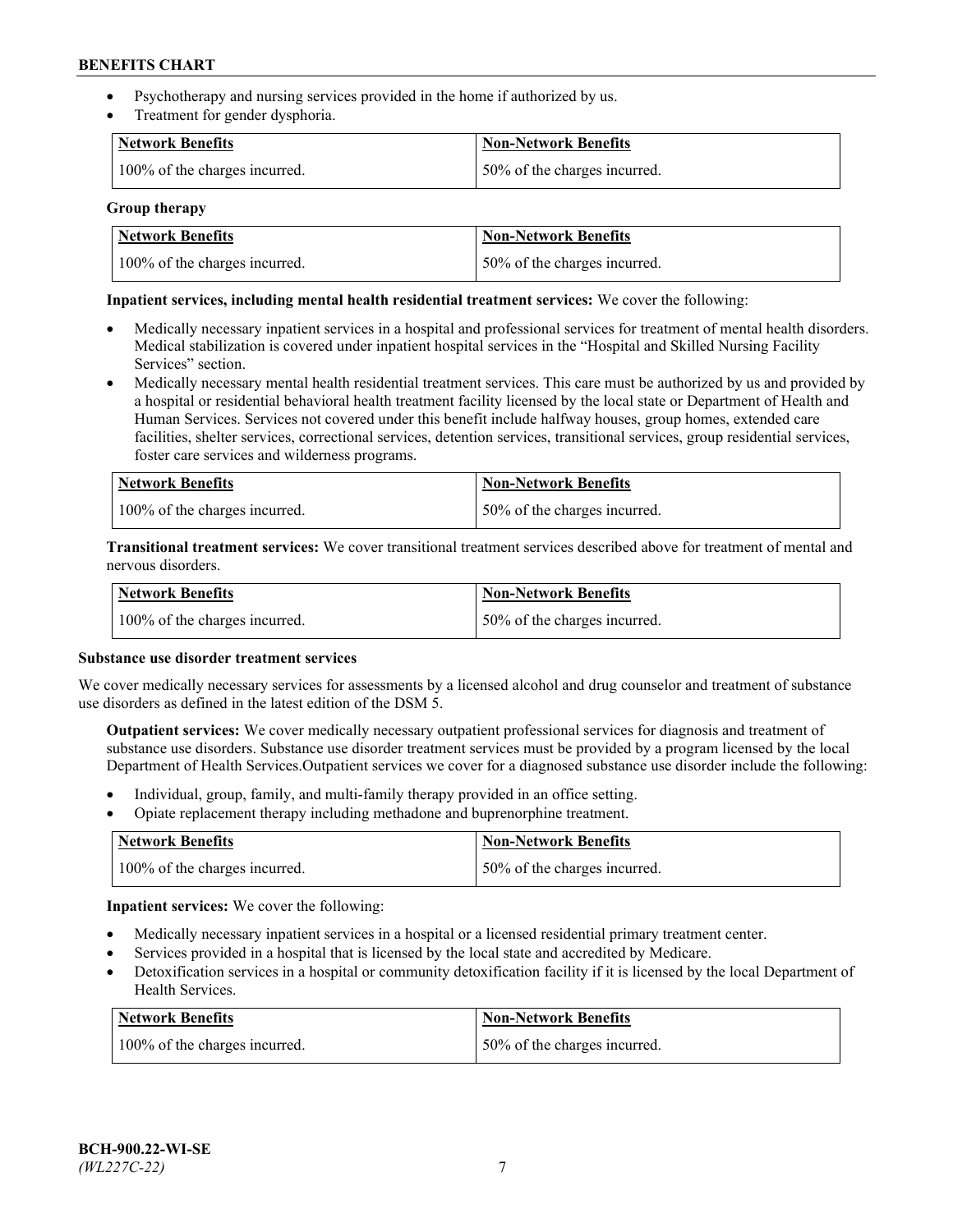- Psychotherapy and nursing services provided in the home if authorized by us.
- Treatment for gender dysphoria.

| Network Benefits | Non-Network Benefits |
| --- | --- |
| 100% of the charges incurred. | 50% of the charges incurred. |

**Group therapy**

| Network Benefits | Non-Network Benefits |
| --- | --- |
| 100% of the charges incurred. | 50% of the charges incurred. |

**Inpatient services, including mental health residential treatment services:** We cover the following:

- Medically necessary inpatient services in a hospital and professional services for treatment of mental health disorders. Medical stabilization is covered under inpatient hospital services in the "Hospital and Skilled Nursing Facility Services" section.
- Medically necessary mental health residential treatment services. This care must be authorized by us and provided by a hospital or residential behavioral health treatment facility licensed by the local state or Department of Health and Human Services. Services not covered under this benefit include halfway houses, group homes, extended care facilities, shelter services, correctional services, detention services, transitional services, group residential services, foster care services and wilderness programs.

| Network Benefits | Non-Network Benefits |
| --- | --- |
| 100% of the charges incurred. | 50% of the charges incurred. |

**Transitional treatment services:** We cover transitional treatment services described above for treatment of mental and nervous disorders.

| Network Benefits | Non-Network Benefits |
| --- | --- |
| 100% of the charges incurred. | 50% of the charges incurred. |

**Substance use disorder treatment services**

We cover medically necessary services for assessments by a licensed alcohol and drug counselor and treatment of substance use disorders as defined in the latest edition of the DSM 5.

**Outpatient services:** We cover medically necessary outpatient professional services for diagnosis and treatment of substance use disorders. Substance use disorder treatment services must be provided by a program licensed by the local Department of Health Services.Outpatient services we cover for a diagnosed substance use disorder include the following:

- Individual, group, family, and multi-family therapy provided in an office setting.
- Opiate replacement therapy including methadone and buprenorphine treatment.

| Network Benefits | Non-Network Benefits |
| --- | --- |
| 100% of the charges incurred. | 50% of the charges incurred. |

**Inpatient services:** We cover the following:

- Medically necessary inpatient services in a hospital or a licensed residential primary treatment center.
- Services provided in a hospital that is licensed by the local state and accredited by Medicare.
- Detoxification services in a hospital or community detoxification facility if it is licensed by the local Department of Health Services.

| Network Benefits | Non-Network Benefits |
| --- | --- |
| 100% of the charges incurred. | 50% of the charges incurred. |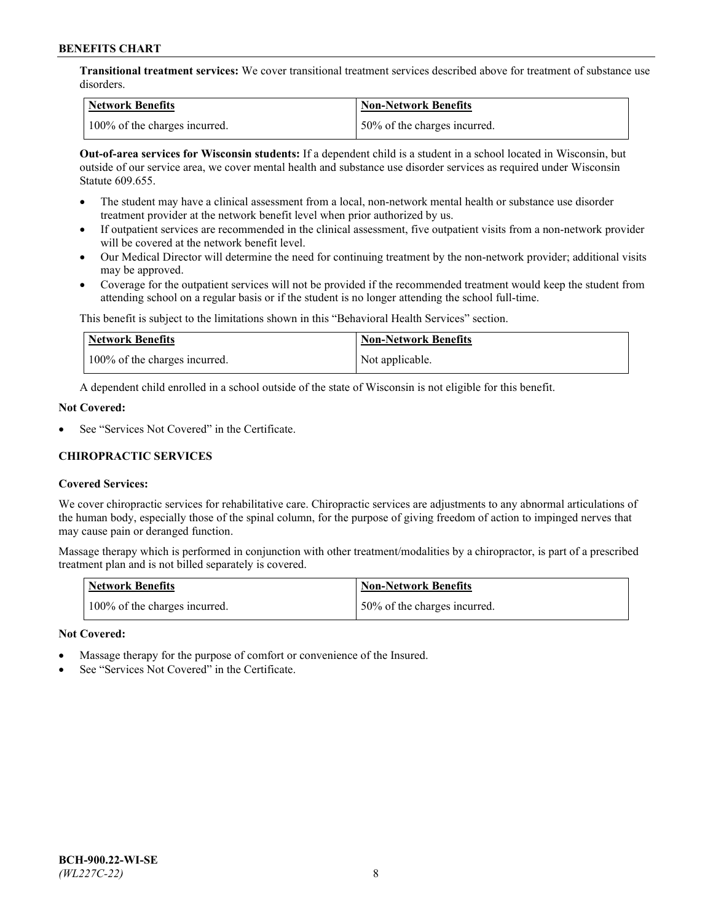**Transitional treatment services:** We cover transitional treatment services described above for treatment of substance use disorders.

| Network Benefits | Non-Network Benefits |
| --- | --- |
| 100% of the charges incurred. | 50% of the charges incurred. |

**Out-of-area services for Wisconsin students:** If a dependent child is a student in a school located in Wisconsin, but outside of our service area, we cover mental health and substance use disorder services as required under Wisconsin Statute 609.655.

- The student may have a clinical assessment from a local, non-network mental health or substance use disorder treatment provider at the network benefit level when prior authorized by us.
- If outpatient services are recommended in the clinical assessment, five outpatient visits from a non-network provider will be covered at the network benefit level.
- Our Medical Director will determine the need for continuing treatment by the non-network provider; additional visits may be approved.
- Coverage for the outpatient services will not be provided if the recommended treatment would keep the student from attending school on a regular basis or if the student is no longer attending the school full-time.

This benefit is subject to the limitations shown in this "Behavioral Health Services" section.

| Network Benefits | Non-Network Benefits |
| --- | --- |
| 100% of the charges incurred. | Not applicable. |

A dependent child enrolled in a school outside of the state of Wisconsin is not eligible for this benefit.

**Not Covered:**

- See "Services Not Covered" in the Certificate.

## CHIROPRACTIC SERVICES

**Covered Services:**

We cover chiropractic services for rehabilitative care. Chiropractic services are adjustments to any abnormal articulations of the human body, especially those of the spinal column, for the purpose of giving freedom of action to impinged nerves that may cause pain or deranged function.

Massage therapy which is performed in conjunction with other treatment/modalities by a chiropractor, is part of a prescribed treatment plan and is not billed separately is covered.

| Network Benefits | Non-Network Benefits |
| --- | --- |
| 100% of the charges incurred. | 50% of the charges incurred. |

**Not Covered:**

- Massage therapy for the purpose of comfort or convenience of the Insured.
- See "Services Not Covered" in the Certificate.

BCH-900.22-WI-SE
*(WL227C-22)*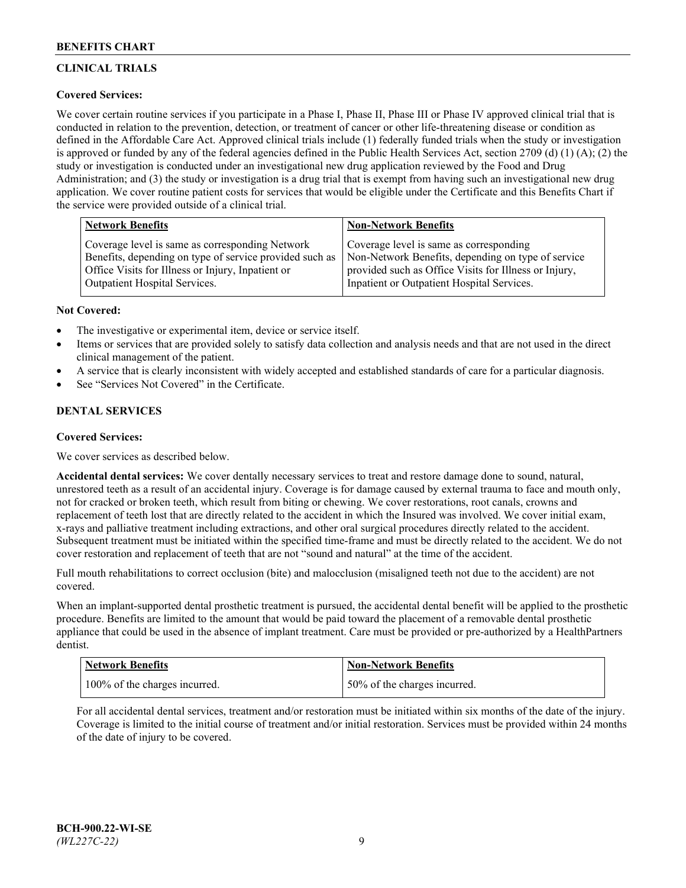## CLINICAL TRIALS

**Covered Services:**

We cover certain routine services if you participate in a Phase I, Phase II, Phase III or Phase IV approved clinical trial that is conducted in relation to the prevention, detection, or treatment of cancer or other life-threatening disease or condition as defined in the Affordable Care Act. Approved clinical trials include (1) federally funded trials when the study or investigation is approved or funded by any of the federal agencies defined in the Public Health Services Act, section 2709 (d) (1) (A); (2) the study or investigation is conducted under an investigational new drug application reviewed by the Food and Drug Administration; and (3) the study or investigation is a drug trial that is exempt from having such an investigational new drug application. We cover routine patient costs for services that would be eligible under the Certificate and this Benefits Chart if the service were provided outside of a clinical trial.

| Network Benefits | Non-Network Benefits |
|---|---|
| Coverage level is same as corresponding Network Benefits, depending on type of service provided such as Office Visits for Illness or Injury, Inpatient or Outpatient Hospital Services. | Coverage level is same as corresponding Non-Network Benefits, depending on type of service provided such as Office Visits for Illness or Injury, Inpatient or Outpatient Hospital Services. |

**Not Covered:**

- The investigative or experimental item, device or service itself.
- Items or services that are provided solely to satisfy data collection and analysis needs and that are not used in the direct clinical management of the patient.
- A service that is clearly inconsistent with widely accepted and established standards of care for a particular diagnosis.
- See "Services Not Covered" in the Certificate.

## DENTAL SERVICES

**Covered Services:**

We cover services as described below.

**Accidental dental services:** We cover dentally necessary services to treat and restore damage done to sound, natural, unrestored teeth as a result of an accidental injury. Coverage is for damage caused by external trauma to face and mouth only, not for cracked or broken teeth, which result from biting or chewing. We cover restorations, root canals, crowns and replacement of teeth lost that are directly related to the accident in which the Insured was involved. We cover initial exam, x-rays and palliative treatment including extractions, and other oral surgical procedures directly related to the accident. Subsequent treatment must be initiated within the specified time-frame and must be directly related to the accident. We do not cover restoration and replacement of teeth that are not "sound and natural" at the time of the accident.

Full mouth rehabilitations to correct occlusion (bite) and malocclusion (misaligned teeth not due to the accident) are not covered.

When an implant-supported dental prosthetic treatment is pursued, the accidental dental benefit will be applied to the prosthetic procedure. Benefits are limited to the amount that would be paid toward the placement of a removable dental prosthetic appliance that could be used in the absence of implant treatment. Care must be provided or pre-authorized by a HealthPartners dentist.

| Network Benefits | Non-Network Benefits |
|---|---|
| 100% of the charges incurred. | 50% of the charges incurred. |

For all accidental dental services, treatment and/or restoration must be initiated within six months of the date of the injury. Coverage is limited to the initial course of treatment and/or initial restoration. Services must be provided within 24 months of the date of injury to be covered.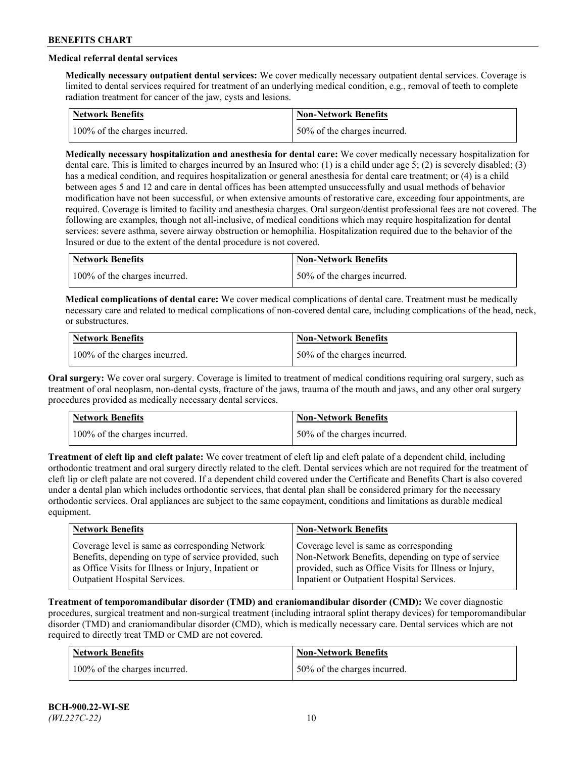### Medical referral dental services

**Medically necessary outpatient dental services:** We cover medically necessary outpatient dental services. Coverage is limited to dental services required for treatment of an underlying medical condition, e.g., removal of teeth to complete radiation treatment for cancer of the jaw, cysts and lesions.

| Network Benefits | Non-Network Benefits |
|---|---|
| 100% of the charges incurred. | 50% of the charges incurred. |

**Medically necessary hospitalization and anesthesia for dental care:** We cover medically necessary hospitalization for dental care. This is limited to charges incurred by an Insured who: (1) is a child under age 5; (2) is severely disabled; (3) has a medical condition, and requires hospitalization or general anesthesia for dental care treatment; or (4) is a child between ages 5 and 12 and care in dental offices has been attempted unsuccessfully and usual methods of behavior modification have not been successful, or when extensive amounts of restorative care, exceeding four appointments, are required. Coverage is limited to facility and anesthesia charges. Oral surgeon/dentist professional fees are not covered. The following are examples, though not all-inclusive, of medical conditions which may require hospitalization for dental services: severe asthma, severe airway obstruction or hemophilia. Hospitalization required due to the behavior of the Insured or due to the extent of the dental procedure is not covered.

| Network Benefits | Non-Network Benefits |
|---|---|
| 100% of the charges incurred. | 50% of the charges incurred. |

**Medical complications of dental care:** We cover medical complications of dental care. Treatment must be medically necessary care and related to medical complications of non-covered dental care, including complications of the head, neck, or substructures.

| Network Benefits | Non-Network Benefits |
|---|---|
| 100% of the charges incurred. | 50% of the charges incurred. |

**Oral surgery:** We cover oral surgery. Coverage is limited to treatment of medical conditions requiring oral surgery, such as treatment of oral neoplasm, non-dental cysts, fracture of the jaws, trauma of the mouth and jaws, and any other oral surgery procedures provided as medically necessary dental services.

| Network Benefits | Non-Network Benefits |
|---|---|
| 100% of the charges incurred. | 50% of the charges incurred. |

**Treatment of cleft lip and cleft palate:** We cover treatment of cleft lip and cleft palate of a dependent child, including orthodontic treatment and oral surgery directly related to the cleft. Dental services which are not required for the treatment of cleft lip or cleft palate are not covered. If a dependent child covered under the Certificate and Benefits Chart is also covered under a dental plan which includes orthodontic services, that dental plan shall be considered primary for the necessary orthodontic services. Oral appliances are subject to the same copayment, conditions and limitations as durable medical equipment.

| Network Benefits | Non-Network Benefits |
|---|---|
| Coverage level is same as corresponding Network Benefits, depending on type of service provided, such as Office Visits for Illness or Injury, Inpatient or Outpatient Hospital Services. | Coverage level is same as corresponding Non-Network Benefits, depending on type of service provided, such as Office Visits for Illness or Injury, Inpatient or Outpatient Hospital Services. |

**Treatment of temporomandibular disorder (TMD) and craniomandibular disorder (CMD):** We cover diagnostic procedures, surgical treatment and non-surgical treatment (including intraoral splint therapy devices) for temporomandibular disorder (TMD) and craniomandibular disorder (CMD), which is medically necessary care. Dental services which are not required to directly treat TMD or CMD are not covered.

| Network Benefits | Non-Network Benefits |
|---|---|
| 100% of the charges incurred. | 50% of the charges incurred. |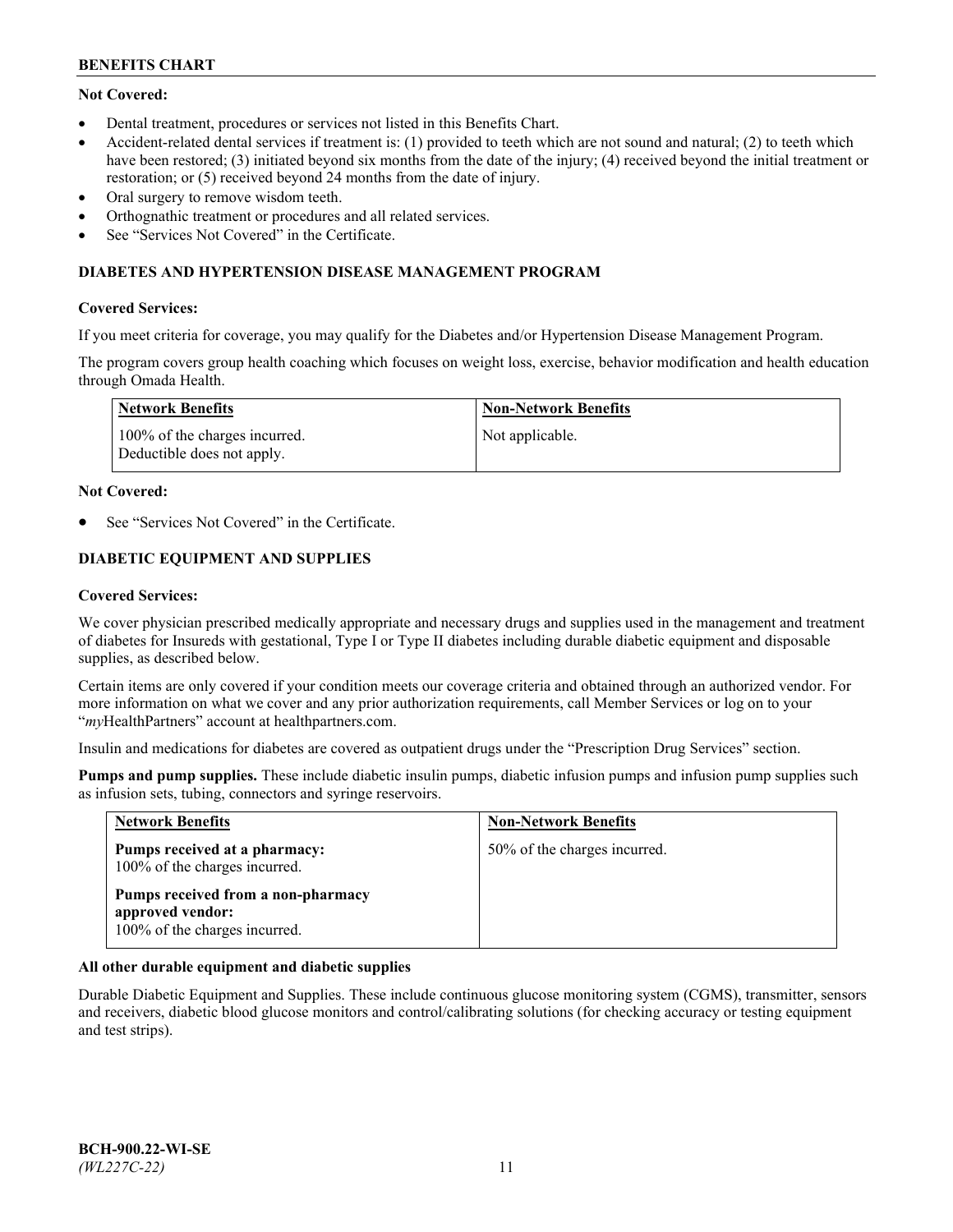**Not Covered:**

- Dental treatment, procedures or services not listed in this Benefits Chart.
- Accident-related dental services if treatment is: (1) provided to teeth which are not sound and natural; (2) to teeth which have been restored; (3) initiated beyond six months from the date of the injury; (4) received beyond the initial treatment or restoration; or (5) received beyond 24 months from the date of injury.
- Oral surgery to remove wisdom teeth.
- Orthognathic treatment or procedures and all related services.
- See "Services Not Covered" in the Certificate.

### DIABETES AND HYPERTENSION DISEASE MANAGEMENT PROGRAM

**Covered Services:**

If you meet criteria for coverage, you may qualify for the Diabetes and/or Hypertension Disease Management Program.

The program covers group health coaching which focuses on weight loss, exercise, behavior modification and health education through Omada Health.

| Network Benefits | Non-Network Benefits |
|---|---|
| 100% of the charges incurred. Deductible does not apply. | Not applicable. |

**Not Covered:**

- See "Services Not Covered" in the Certificate.

### DIABETIC EQUIPMENT AND SUPPLIES

**Covered Services:**

We cover physician prescribed medically appropriate and necessary drugs and supplies used in the management and treatment of diabetes for Insureds with gestational, Type I or Type II diabetes including durable diabetic equipment and disposable supplies, as described below.

Certain items are only covered if your condition meets our coverage criteria and obtained through an authorized vendor. For more information on what we cover and any prior authorization requirements, call Member Services or log on to your "*my*HealthPartners" account at healthpartners.com.

Insulin and medications for diabetes are covered as outpatient drugs under the "Prescription Drug Services" section.

**Pumps and pump supplies.** These include diabetic insulin pumps, diabetic infusion pumps and infusion pump supplies such as infusion sets, tubing, connectors and syringe reservoirs.

| Network Benefits | Non-Network Benefits |
|---|---|
| **Pumps received at a pharmacy:** 100% of the charges incurred.<br><br>**Pumps received from a non-pharmacy approved vendor:** 100% of the charges incurred. | 50% of the charges incurred. |

**All other durable equipment and diabetic supplies**

Durable Diabetic Equipment and Supplies. These include continuous glucose monitoring system (CGMS), transmitter, sensors and receivers, diabetic blood glucose monitors and control/calibrating solutions (for checking accuracy or testing equipment and test strips).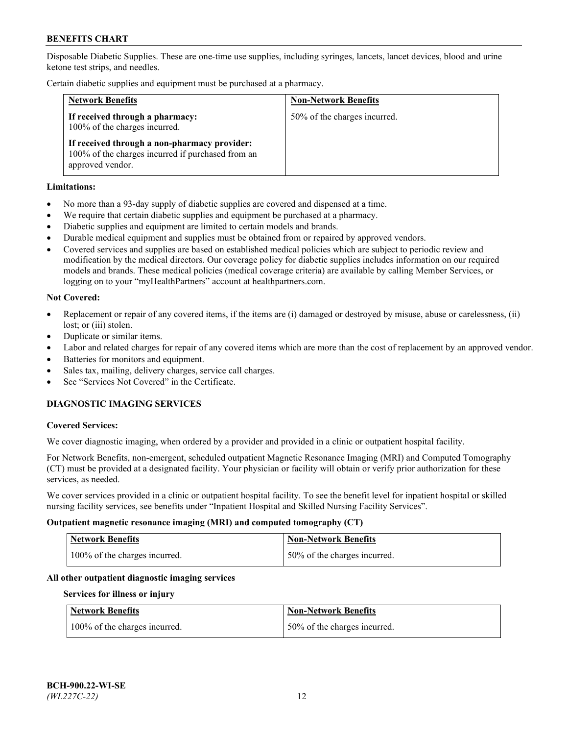Disposable Diabetic Supplies. These are one-time use supplies, including syringes, lancets, lancet devices, blood and urine ketone test strips, and needles.

Certain diabetic supplies and equipment must be purchased at a pharmacy.

| Network Benefits | Non-Network Benefits |
| --- | --- |
| **If received through a pharmacy:** 100% of the charges incurred.<br><br>**If received through a non-pharmacy provider:** 100% of the charges incurred if purchased from an approved vendor. | 50% of the charges incurred. |

**Limitations:**

- No more than a 93-day supply of diabetic supplies are covered and dispensed at a time.
- We require that certain diabetic supplies and equipment be purchased at a pharmacy.
- Diabetic supplies and equipment are limited to certain models and brands.
- Durable medical equipment and supplies must be obtained from or repaired by approved vendors.
- Covered services and supplies are based on established medical policies which are subject to periodic review and modification by the medical directors. Our coverage policy for diabetic supplies includes information on our required models and brands. These medical policies (medical coverage criteria) are available by calling Member Services, or logging on to your "myHealthPartners" account at healthpartners.com.

**Not Covered:**

- Replacement or repair of any covered items, if the items are (i) damaged or destroyed by misuse, abuse or carelessness, (ii) lost; or (iii) stolen.
- Duplicate or similar items.
- Labor and related charges for repair of any covered items which are more than the cost of replacement by an approved vendor.
- Batteries for monitors and equipment.
- Sales tax, mailing, delivery charges, service call charges.
- See "Services Not Covered" in the Certificate.

## DIAGNOSTIC IMAGING SERVICES

**Covered Services:**

We cover diagnostic imaging, when ordered by a provider and provided in a clinic or outpatient hospital facility.

For Network Benefits, non-emergent, scheduled outpatient Magnetic Resonance Imaging (MRI) and Computed Tomography (CT) must be provided at a designated facility. Your physician or facility will obtain or verify prior authorization for these services, as needed.

We cover services provided in a clinic or outpatient hospital facility. To see the benefit level for inpatient hospital or skilled nursing facility services, see benefits under "Inpatient Hospital and Skilled Nursing Facility Services".

**Outpatient magnetic resonance imaging (MRI) and computed tomography (CT)**

| Network Benefits | Non-Network Benefits |
| --- | --- |
| 100% of the charges incurred. | 50% of the charges incurred. |

**All other outpatient diagnostic imaging services**

**Services for illness or injury**

| Network Benefits | Non-Network Benefits |
| --- | --- |
| 100% of the charges incurred. | 50% of the charges incurred. |

**BCH-900.22-WI-SE**
*(WL227C-22)*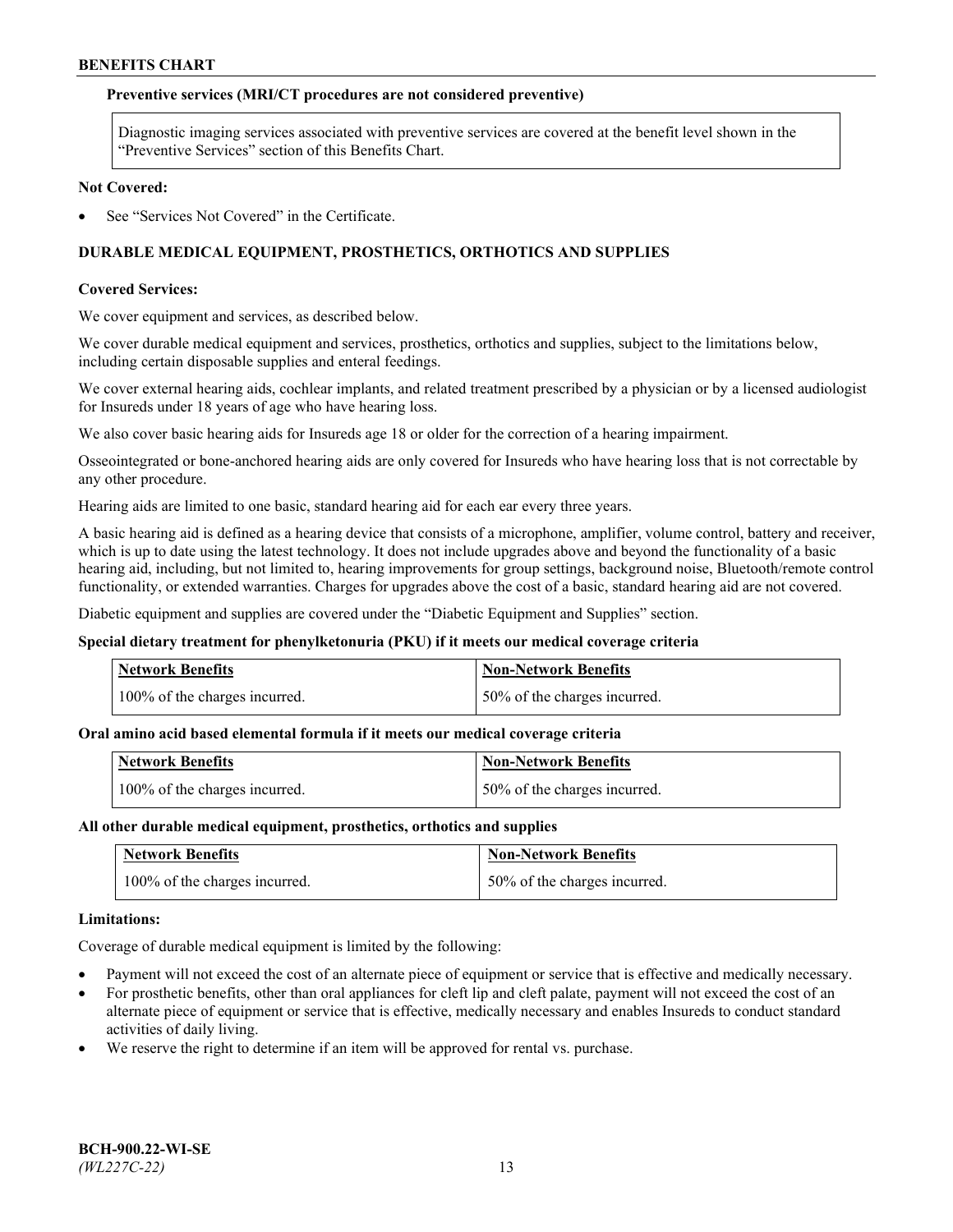**Preventive services (MRI/CT procedures are not considered preventive)**

Diagnostic imaging services associated with preventive services are covered at the benefit level shown in the "Preventive Services" section of this Benefits Chart.

**Not Covered:**

- See "Services Not Covered" in the Certificate.

## DURABLE MEDICAL EQUIPMENT, PROSTHETICS, ORTHOTICS AND SUPPLIES

**Covered Services:**

We cover equipment and services, as described below.

We cover durable medical equipment and services, prosthetics, orthotics and supplies, subject to the limitations below, including certain disposable supplies and enteral feedings.

We cover external hearing aids, cochlear implants, and related treatment prescribed by a physician or by a licensed audiologist for Insureds under 18 years of age who have hearing loss.

We also cover basic hearing aids for Insureds age 18 or older for the correction of a hearing impairment.

Osseointegrated or bone-anchored hearing aids are only covered for Insureds who have hearing loss that is not correctable by any other procedure.

Hearing aids are limited to one basic, standard hearing aid for each ear every three years.

A basic hearing aid is defined as a hearing device that consists of a microphone, amplifier, volume control, battery and receiver, which is up to date using the latest technology. It does not include upgrades above and beyond the functionality of a basic hearing aid, including, but not limited to, hearing improvements for group settings, background noise, Bluetooth/remote control functionality, or extended warranties. Charges for upgrades above the cost of a basic, standard hearing aid are not covered.

Diabetic equipment and supplies are covered under the "Diabetic Equipment and Supplies" section.

**Special dietary treatment for phenylketonuria (PKU) if it meets our medical coverage criteria**

| Network Benefits | Non-Network Benefits |
|---|---|
| 100% of the charges incurred. | 50% of the charges incurred. |

**Oral amino acid based elemental formula if it meets our medical coverage criteria**

| Network Benefits | Non-Network Benefits |
|---|---|
| 100% of the charges incurred. | 50% of the charges incurred. |

**All other durable medical equipment, prosthetics, orthotics and supplies**

| Network Benefits | Non-Network Benefits |
|---|---|
| 100% of the charges incurred. | 50% of the charges incurred. |

**Limitations:**

Coverage of durable medical equipment is limited by the following:

- Payment will not exceed the cost of an alternate piece of equipment or service that is effective and medically necessary.
- For prosthetic benefits, other than oral appliances for cleft lip and cleft palate, payment will not exceed the cost of an alternate piece of equipment or service that is effective, medically necessary and enables Insureds to conduct standard activities of daily living.
- We reserve the right to determine if an item will be approved for rental vs. purchase.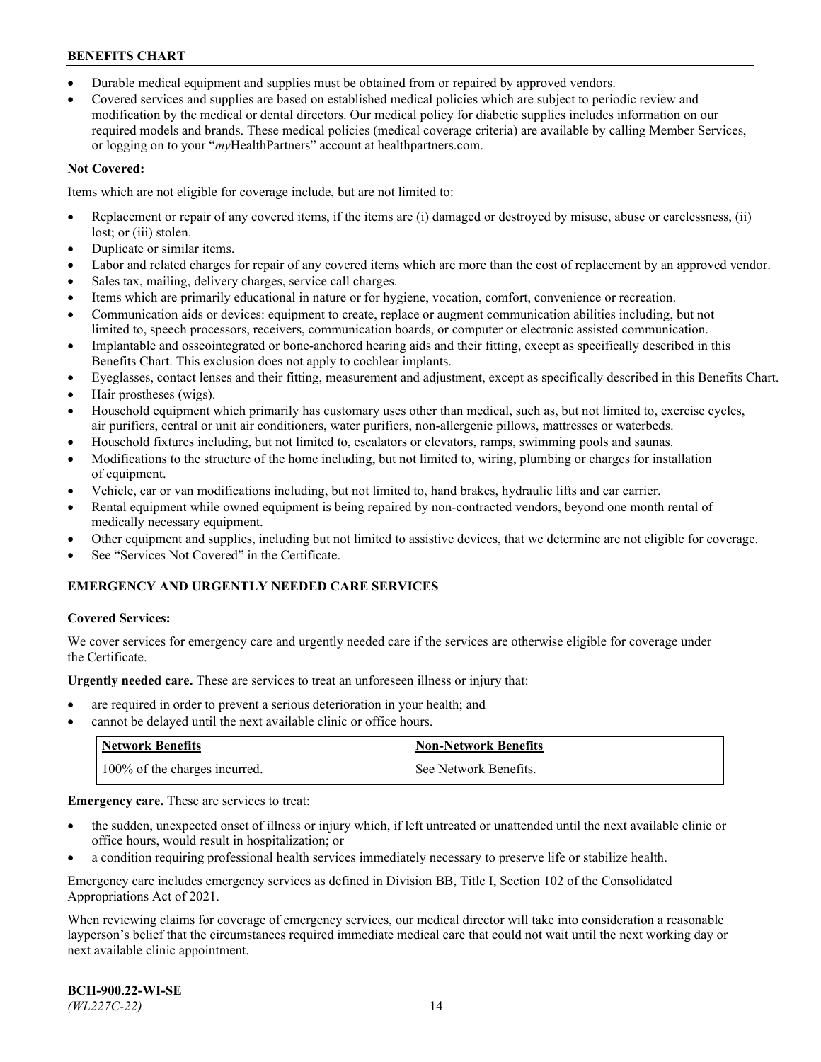- Durable medical equipment and supplies must be obtained from or repaired by approved vendors.
- Covered services and supplies are based on established medical policies which are subject to periodic review and modification by the medical or dental directors. Our medical policy for diabetic supplies includes information on our required models and brands. These medical policies (medical coverage criteria) are available by calling Member Services, or logging on to your "*my*HealthPartners" account at healthpartners.com.

**Not Covered:**

Items which are not eligible for coverage include, but are not limited to:

- Replacement or repair of any covered items, if the items are (i) damaged or destroyed by misuse, abuse or carelessness, (ii) lost; or (iii) stolen.
- Duplicate or similar items.
- Labor and related charges for repair of any covered items which are more than the cost of replacement by an approved vendor.
- Sales tax, mailing, delivery charges, service call charges.
- Items which are primarily educational in nature or for hygiene, vocation, comfort, convenience or recreation.
- Communication aids or devices: equipment to create, replace or augment communication abilities including, but not limited to, speech processors, receivers, communication boards, or computer or electronic assisted communication.
- Implantable and osseointegrated or bone-anchored hearing aids and their fitting, except as specifically described in this Benefits Chart. This exclusion does not apply to cochlear implants.
- Eyeglasses, contact lenses and their fitting, measurement and adjustment, except as specifically described in this Benefits Chart.
- Hair prostheses (wigs).
- Household equipment which primarily has customary uses other than medical, such as, but not limited to, exercise cycles, air purifiers, central or unit air conditioners, water purifiers, non-allergenic pillows, mattresses or waterbeds.
- Household fixtures including, but not limited to, escalators or elevators, ramps, swimming pools and saunas.
- Modifications to the structure of the home including, but not limited to, wiring, plumbing or charges for installation of equipment.
- Vehicle, car or van modifications including, but not limited to, hand brakes, hydraulic lifts and car carrier.
- Rental equipment while owned equipment is being repaired by non-contracted vendors, beyond one month rental of medically necessary equipment.
- Other equipment and supplies, including but not limited to assistive devices, that we determine are not eligible for coverage.
- See "Services Not Covered" in the Certificate.

## EMERGENCY AND URGENTLY NEEDED CARE SERVICES

**Covered Services:**

We cover services for emergency care and urgently needed care if the services are otherwise eligible for coverage under the Certificate.

**Urgently needed care.** These are services to treat an unforeseen illness or injury that:

- are required in order to prevent a serious deterioration in your health; and
- cannot be delayed until the next available clinic or office hours.

| Network Benefits | Non-Network Benefits |
|---|---|
| 100% of the charges incurred. | See Network Benefits. |

**Emergency care.** These are services to treat:

- the sudden, unexpected onset of illness or injury which, if left untreated or unattended until the next available clinic or office hours, would result in hospitalization; or
- a condition requiring professional health services immediately necessary to preserve life or stabilize health.

Emergency care includes emergency services as defined in Division BB, Title I, Section 102 of the Consolidated Appropriations Act of 2021.

When reviewing claims for coverage of emergency services, our medical director will take into consideration a reasonable layperson's belief that the circumstances required immediate medical care that could not wait until the next working day or next available clinic appointment.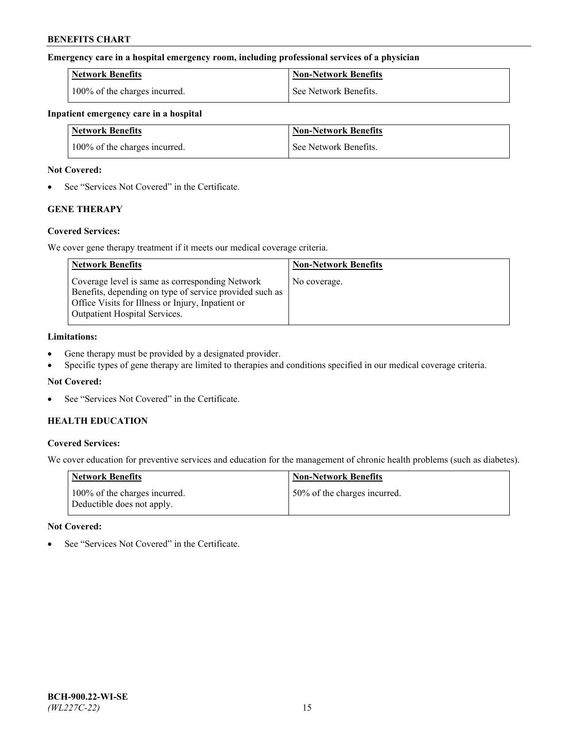**Emergency care in a hospital emergency room, including professional services of a physician**

| Network Benefits | Non-Network Benefits |
|---|---|
| 100% of the charges incurred. | See Network Benefits. |

**Inpatient emergency care in a hospital**

| Network Benefits | Non-Network Benefits |
|---|---|
| 100% of the charges incurred. | See Network Benefits. |

**Not Covered:**

- See "Services Not Covered" in the Certificate.

## GENE THERAPY

**Covered Services:**

We cover gene therapy treatment if it meets our medical coverage criteria.

| Network Benefits | Non-Network Benefits |
|---|---|
| Coverage level is same as corresponding Network Benefits, depending on type of service provided such as Office Visits for Illness or Injury, Inpatient or Outpatient Hospital Services. | No coverage. |

**Limitations:**

- Gene therapy must be provided by a designated provider.
- Specific types of gene therapy are limited to therapies and conditions specified in our medical coverage criteria.

**Not Covered:**

- See "Services Not Covered" in the Certificate.

## HEALTH EDUCATION

**Covered Services:**

We cover education for preventive services and education for the management of chronic health problems (such as diabetes).

| Network Benefits | Non-Network Benefits |
|---|---|
| 100% of the charges incurred. Deductible does not apply. | 50% of the charges incurred. |

**Not Covered:**

- See "Services Not Covered" in the Certificate.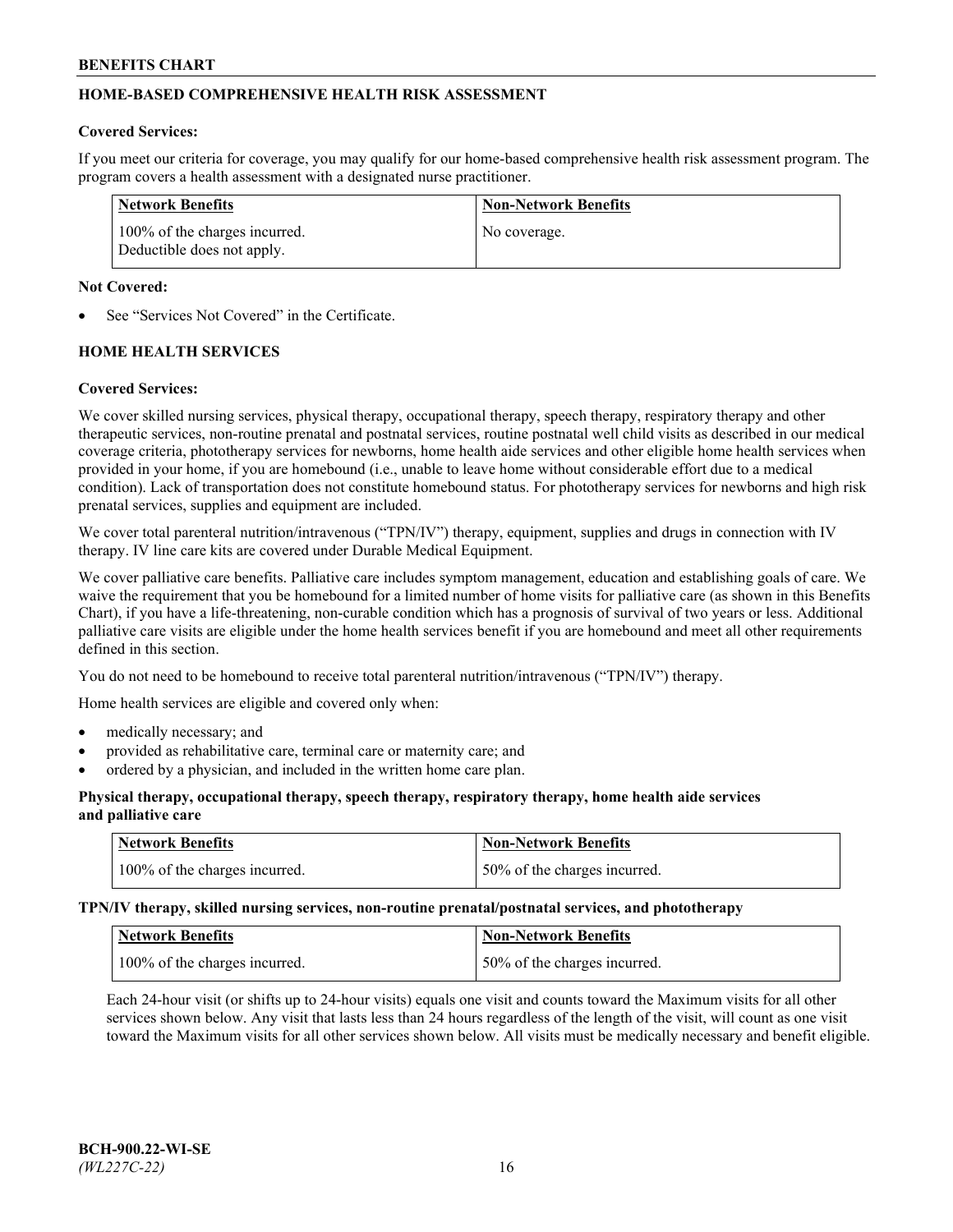## HOME-BASED COMPREHENSIVE HEALTH RISK ASSESSMENT

**Covered Services:**

If you meet our criteria for coverage, you may qualify for our home-based comprehensive health risk assessment program. The program covers a health assessment with a designated nurse practitioner.

| Network Benefits | Non-Network Benefits |
|---|---|
| 100% of the charges incurred. Deductible does not apply. | No coverage. |

**Not Covered:**

- See "Services Not Covered" in the Certificate.

## HOME HEALTH SERVICES

**Covered Services:**

We cover skilled nursing services, physical therapy, occupational therapy, speech therapy, respiratory therapy and other therapeutic services, non-routine prenatal and postnatal services, routine postnatal well child visits as described in our medical coverage criteria, phototherapy services for newborns, home health aide services and other eligible home health services when provided in your home, if you are homebound (i.e., unable to leave home without considerable effort due to a medical condition). Lack of transportation does not constitute homebound status. For phototherapy services for newborns and high risk prenatal services, supplies and equipment are included.

We cover total parenteral nutrition/intravenous ("TPN/IV") therapy, equipment, supplies and drugs in connection with IV therapy. IV line care kits are covered under Durable Medical Equipment.

We cover palliative care benefits. Palliative care includes symptom management, education and establishing goals of care. We waive the requirement that you be homebound for a limited number of home visits for palliative care (as shown in this Benefits Chart), if you have a life-threatening, non-curable condition which has a prognosis of survival of two years or less. Additional palliative care visits are eligible under the home health services benefit if you are homebound and meet all other requirements defined in this section.

You do not need to be homebound to receive total parenteral nutrition/intravenous ("TPN/IV") therapy.

Home health services are eligible and covered only when:

- medically necessary; and
- provided as rehabilitative care, terminal care or maternity care; and
- ordered by a physician, and included in the written home care plan.

**Physical therapy, occupational therapy, speech therapy, respiratory therapy, home health aide services and palliative care**

| Network Benefits | Non-Network Benefits |
|---|---|
| 100% of the charges incurred. | 50% of the charges incurred. |

**TPN/IV therapy, skilled nursing services, non-routine prenatal/postnatal services, and phototherapy**

| Network Benefits | Non-Network Benefits |
|---|---|
| 100% of the charges incurred. | 50% of the charges incurred. |

Each 24-hour visit (or shifts up to 24-hour visits) equals one visit and counts toward the Maximum visits for all other services shown below. Any visit that lasts less than 24 hours regardless of the length of the visit, will count as one visit toward the Maximum visits for all other services shown below. All visits must be medically necessary and benefit eligible.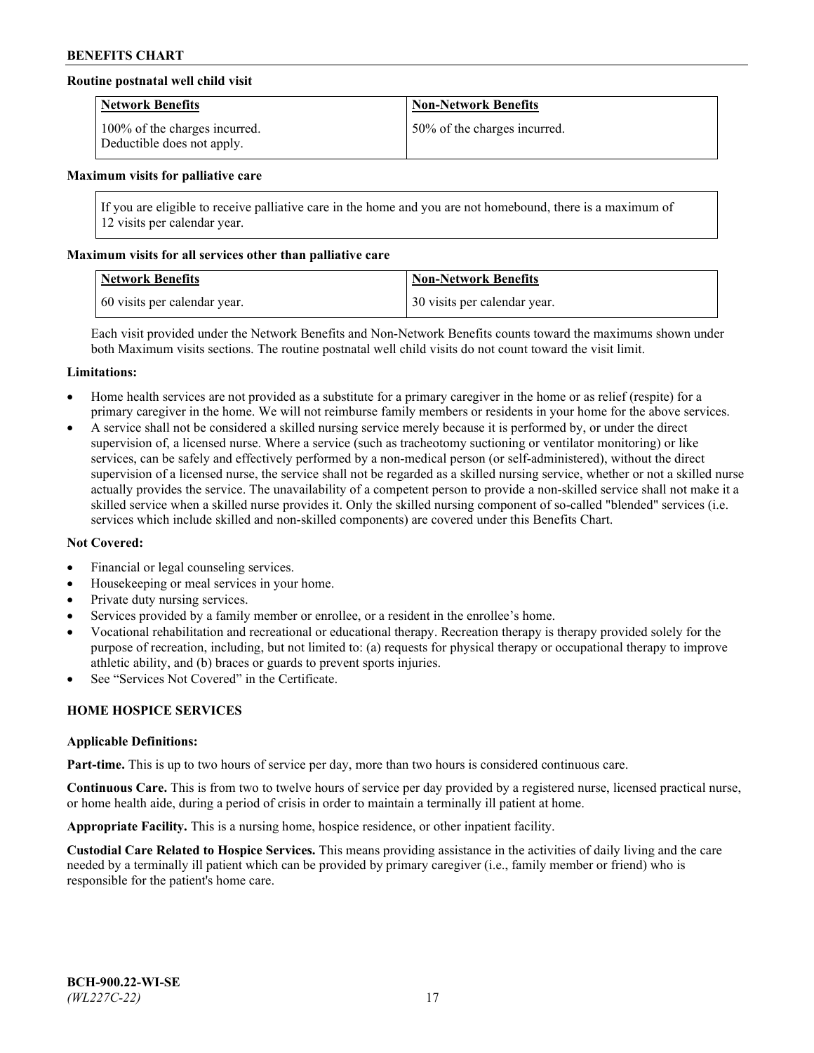**Routine postnatal well child visit**

| Network Benefits | Non-Network Benefits |
|---|---|
| 100% of the charges incurred. Deductible does not apply. | 50% of the charges incurred. |

**Maximum visits for palliative care**

| If you are eligible to receive palliative care in the home and you are not homebound, there is a maximum of 12 visits per calendar year. |
|---|

**Maximum visits for all services other than palliative care**

| Network Benefits | Non-Network Benefits |
|---|---|
| 60 visits per calendar year. | 30 visits per calendar year. |

Each visit provided under the Network Benefits and Non-Network Benefits counts toward the maximums shown under both Maximum visits sections. The routine postnatal well child visits do not count toward the visit limit.

**Limitations:**

- Home health services are not provided as a substitute for a primary caregiver in the home or as relief (respite) for a primary caregiver in the home. We will not reimburse family members or residents in your home for the above services.
- A service shall not be considered a skilled nursing service merely because it is performed by, or under the direct supervision of, a licensed nurse. Where a service (such as tracheotomy suctioning or ventilator monitoring) or like services, can be safely and effectively performed by a non-medical person (or self-administered), without the direct supervision of a licensed nurse, the service shall not be regarded as a skilled nursing service, whether or not a skilled nurse actually provides the service. The unavailability of a competent person to provide a non-skilled service shall not make it a skilled service when a skilled nurse provides it. Only the skilled nursing component of so-called "blended" services (i.e. services which include skilled and non-skilled components) are covered under this Benefits Chart.

**Not Covered:**

- Financial or legal counseling services.
- Housekeeping or meal services in your home.
- Private duty nursing services.
- Services provided by a family member or enrollee, or a resident in the enrollee's home.
- Vocational rehabilitation and recreational or educational therapy. Recreation therapy is therapy provided solely for the purpose of recreation, including, but not limited to: (a) requests for physical therapy or occupational therapy to improve athletic ability, and (b) braces or guards to prevent sports injuries.
- See "Services Not Covered" in the Certificate.

## HOME HOSPICE SERVICES

**Applicable Definitions:**

**Part-time.** This is up to two hours of service per day, more than two hours is considered continuous care.

**Continuous Care.** This is from two to twelve hours of service per day provided by a registered nurse, licensed practical nurse, or home health aide, during a period of crisis in order to maintain a terminally ill patient at home.

**Appropriate Facility.** This is a nursing home, hospice residence, or other inpatient facility.

**Custodial Care Related to Hospice Services.** This means providing assistance in the activities of daily living and the care needed by a terminally ill patient which can be provided by primary caregiver (i.e., family member or friend) who is responsible for the patient's home care.

**BCH-900.22-WI-SE**
*(WL227C-22)*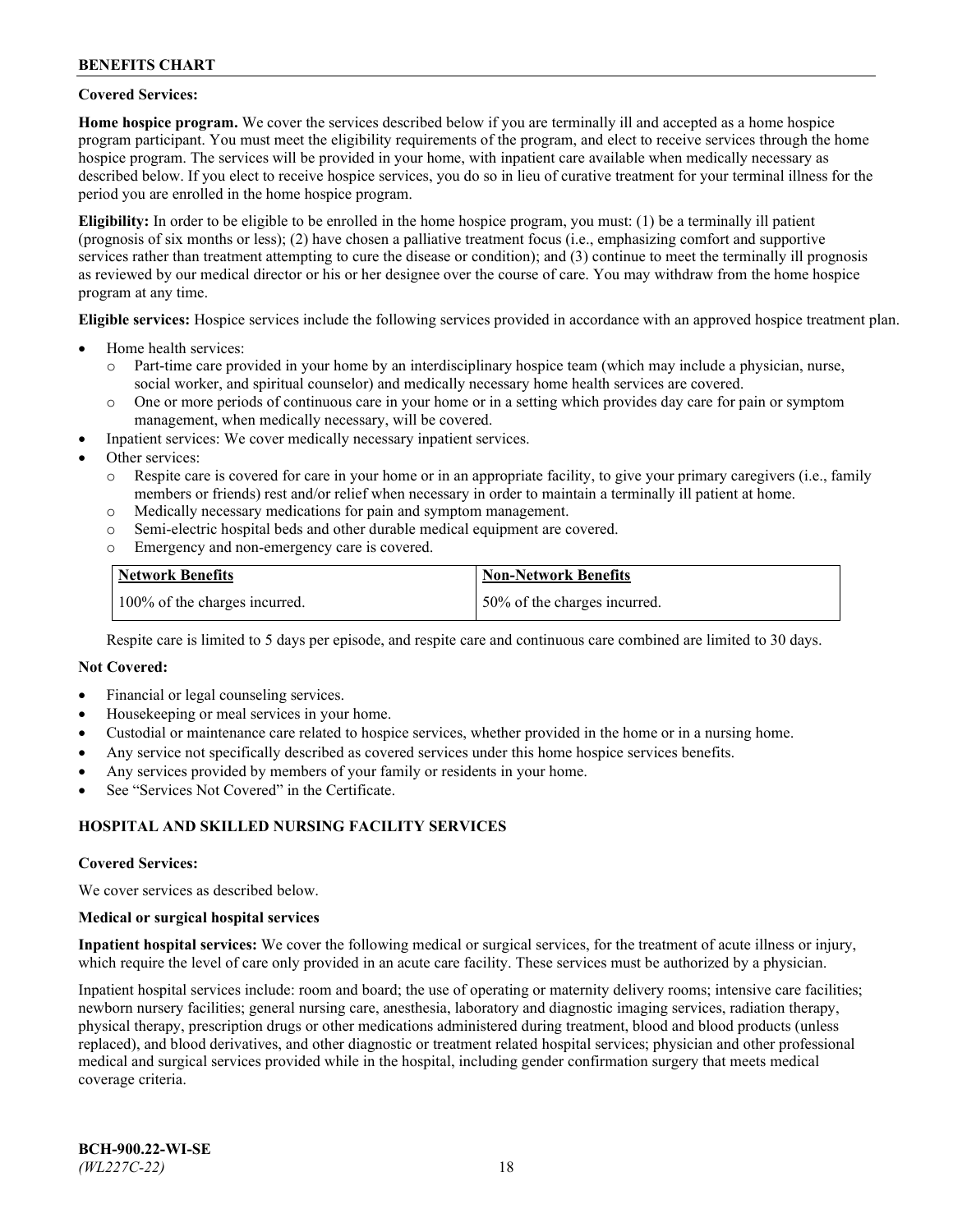**Covered Services:**

**Home hospice program.** We cover the services described below if you are terminally ill and accepted as a home hospice program participant. You must meet the eligibility requirements of the program, and elect to receive services through the home hospice program. The services will be provided in your home, with inpatient care available when medically necessary as described below. If you elect to receive hospice services, you do so in lieu of curative treatment for your terminal illness for the period you are enrolled in the home hospice program.

**Eligibility:** In order to be eligible to be enrolled in the home hospice program, you must: (1) be a terminally ill patient (prognosis of six months or less); (2) have chosen a palliative treatment focus (i.e., emphasizing comfort and supportive services rather than treatment attempting to cure the disease or condition); and (3) continue to meet the terminally ill prognosis as reviewed by our medical director or his or her designee over the course of care. You may withdraw from the home hospice program at any time.

**Eligible services:** Hospice services include the following services provided in accordance with an approved hospice treatment plan.

- Home health services:
  - Part-time care provided in your home by an interdisciplinary hospice team (which may include a physician, nurse, social worker, and spiritual counselor) and medically necessary home health services are covered.
  - One or more periods of continuous care in your home or in a setting which provides day care for pain or symptom management, when medically necessary, will be covered.
- Inpatient services: We cover medically necessary inpatient services.
- Other services:
  - Respite care is covered for care in your home or in an appropriate facility, to give your primary caregivers (i.e., family members or friends) rest and/or relief when necessary in order to maintain a terminally ill patient at home.
  - Medically necessary medications for pain and symptom management.
  - Semi-electric hospital beds and other durable medical equipment are covered.
  - Emergency and non-emergency care is covered.

| Network Benefits | Non-Network Benefits |
|---|---|
| 100% of the charges incurred. | 50% of the charges incurred. |

Respite care is limited to 5 days per episode, and respite care and continuous care combined are limited to 30 days.

**Not Covered:**

- Financial or legal counseling services.
- Housekeeping or meal services in your home.
- Custodial or maintenance care related to hospice services, whether provided in the home or in a nursing home.
- Any service not specifically described as covered services under this home hospice services benefits.
- Any services provided by members of your family or residents in your home.
- See "Services Not Covered" in the Certificate.

## HOSPITAL AND SKILLED NURSING FACILITY SERVICES

**Covered Services:**

We cover services as described below.

**Medical or surgical hospital services**

**Inpatient hospital services:** We cover the following medical or surgical services, for the treatment of acute illness or injury, which require the level of care only provided in an acute care facility. These services must be authorized by a physician.

Inpatient hospital services include: room and board; the use of operating or maternity delivery rooms; intensive care facilities; newborn nursery facilities; general nursing care, anesthesia, laboratory and diagnostic imaging services, radiation therapy, physical therapy, prescription drugs or other medications administered during treatment, blood and blood products (unless replaced), and blood derivatives, and other diagnostic or treatment related hospital services; physician and other professional medical and surgical services provided while in the hospital, including gender confirmation surgery that meets medical coverage criteria.

**BCH-900.22-WI-SE**
*(WL227C-22)*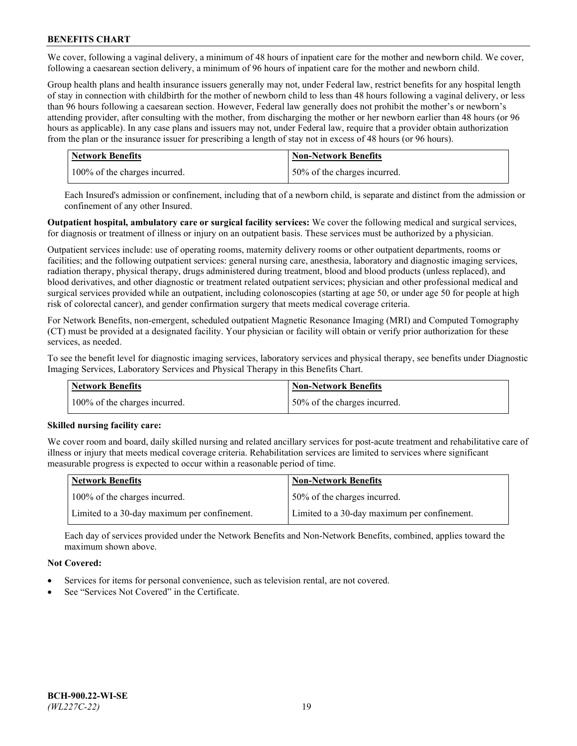We cover, following a vaginal delivery, a minimum of 48 hours of inpatient care for the mother and newborn child. We cover, following a caesarean section delivery, a minimum of 96 hours of inpatient care for the mother and newborn child.

Group health plans and health insurance issuers generally may not, under Federal law, restrict benefits for any hospital length of stay in connection with childbirth for the mother of newborn child to less than 48 hours following a vaginal delivery, or less than 96 hours following a caesarean section. However, Federal law generally does not prohibit the mother's or newborn's attending provider, after consulting with the mother, from discharging the mother or her newborn earlier than 48 hours (or 96 hours as applicable). In any case plans and issuers may not, under Federal law, require that a provider obtain authorization from the plan or the insurance issuer for prescribing a length of stay not in excess of 48 hours (or 96 hours).

| Network Benefits | Non-Network Benefits |
|---|---|
| 100% of the charges incurred. | 50% of the charges incurred. |

Each Insured's admission or confinement, including that of a newborn child, is separate and distinct from the admission or confinement of any other Insured.

**Outpatient hospital, ambulatory care or surgical facility services:** We cover the following medical and surgical services, for diagnosis or treatment of illness or injury on an outpatient basis. These services must be authorized by a physician.

Outpatient services include: use of operating rooms, maternity delivery rooms or other outpatient departments, rooms or facilities; and the following outpatient services: general nursing care, anesthesia, laboratory and diagnostic imaging services, radiation therapy, physical therapy, drugs administered during treatment, blood and blood products (unless replaced), and blood derivatives, and other diagnostic or treatment related outpatient services; physician and other professional medical and surgical services provided while an outpatient, including colonoscopies (starting at age 50, or under age 50 for people at high risk of colorectal cancer), and gender confirmation surgery that meets medical coverage criteria.

For Network Benefits, non-emergent, scheduled outpatient Magnetic Resonance Imaging (MRI) and Computed Tomography (CT) must be provided at a designated facility. Your physician or facility will obtain or verify prior authorization for these services, as needed.

To see the benefit level for diagnostic imaging services, laboratory services and physical therapy, see benefits under Diagnostic Imaging Services, Laboratory Services and Physical Therapy in this Benefits Chart.

| Network Benefits | Non-Network Benefits |
|---|---|
| 100% of the charges incurred. | 50% of the charges incurred. |

**Skilled nursing facility care:**

We cover room and board, daily skilled nursing and related ancillary services for post-acute treatment and rehabilitative care of illness or injury that meets medical coverage criteria. Rehabilitation services are limited to services where significant measurable progress is expected to occur within a reasonable period of time.

| Network Benefits | Non-Network Benefits |
|---|---|
| 100% of the charges incurred. | 50% of the charges incurred. |
| Limited to a 30-day maximum per confinement. | Limited to a 30-day maximum per confinement. |

Each day of services provided under the Network Benefits and Non-Network Benefits, combined, applies toward the maximum shown above.

**Not Covered:**

- Services for items for personal convenience, such as television rental, are not covered.
- See "Services Not Covered" in the Certificate.

**BCH-900.22-WI-SE**
*(WL227C-22)*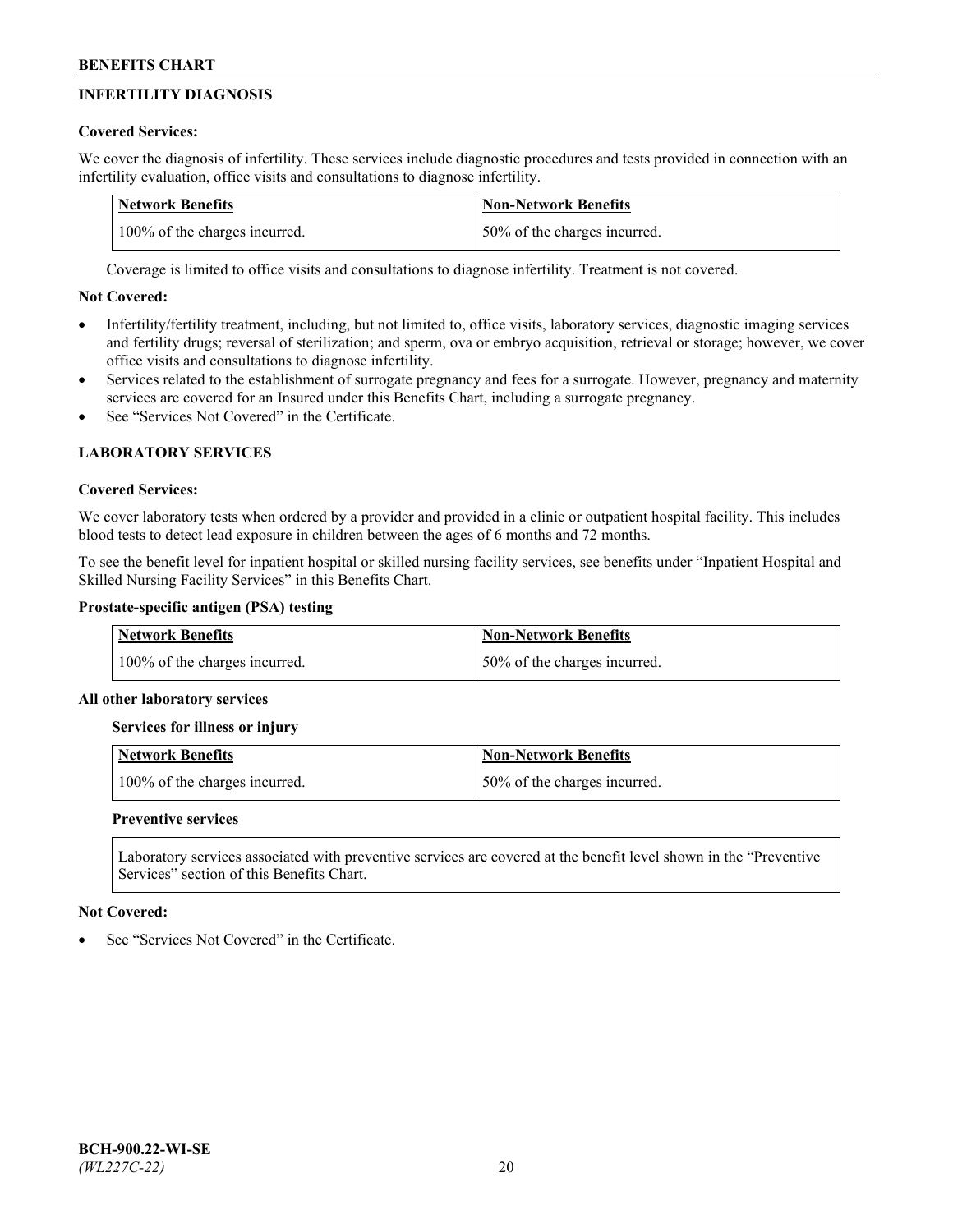## INFERTILITY DIAGNOSIS

**Covered Services:**

We cover the diagnosis of infertility. These services include diagnostic procedures and tests provided in connection with an infertility evaluation, office visits and consultations to diagnose infertility.

| Network Benefits | Non-Network Benefits |
|---|---|
| 100% of the charges incurred. | 50% of the charges incurred. |

Coverage is limited to office visits and consultations to diagnose infertility. Treatment is not covered.

**Not Covered:**

- Infertility/fertility treatment, including, but not limited to, office visits, laboratory services, diagnostic imaging services and fertility drugs; reversal of sterilization; and sperm, ova or embryo acquisition, retrieval or storage; however, we cover office visits and consultations to diagnose infertility.
- Services related to the establishment of surrogate pregnancy and fees for a surrogate. However, pregnancy and maternity services are covered for an Insured under this Benefits Chart, including a surrogate pregnancy.
- See "Services Not Covered" in the Certificate.

## LABORATORY SERVICES

**Covered Services:**

We cover laboratory tests when ordered by a provider and provided in a clinic or outpatient hospital facility. This includes blood tests to detect lead exposure in children between the ages of 6 months and 72 months.

To see the benefit level for inpatient hospital or skilled nursing facility services, see benefits under "Inpatient Hospital and Skilled Nursing Facility Services" in this Benefits Chart.

**Prostate-specific antigen (PSA) testing**

| Network Benefits | Non-Network Benefits |
|---|---|
| 100% of the charges incurred. | 50% of the charges incurred. |

**All other laboratory services**

**Services for illness or injury**

| Network Benefits | Non-Network Benefits |
|---|---|
| 100% of the charges incurred. | 50% of the charges incurred. |

**Preventive services**

Laboratory services associated with preventive services are covered at the benefit level shown in the "Preventive Services" section of this Benefits Chart.

**Not Covered:**

- See "Services Not Covered" in the Certificate.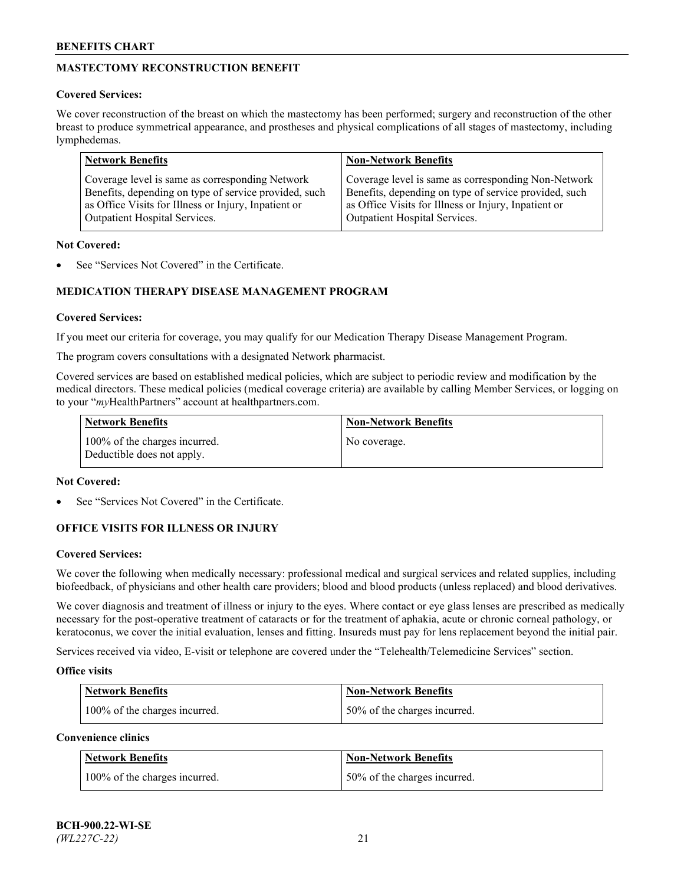## MASTECTOMY RECONSTRUCTION BENEFIT

**Covered Services:**

We cover reconstruction of the breast on which the mastectomy has been performed; surgery and reconstruction of the other breast to produce symmetrical appearance, and prostheses and physical complications of all stages of mastectomy, including lymphedemas.

| Network Benefits | Non-Network Benefits |
|---|---|
| Coverage level is same as corresponding Network Benefits, depending on type of service provided, such as Office Visits for Illness or Injury, Inpatient or Outpatient Hospital Services. | Coverage level is same as corresponding Non-Network Benefits, depending on type of service provided, such as Office Visits for Illness or Injury, Inpatient or Outpatient Hospital Services. |

**Not Covered:**

- See "Services Not Covered" in the Certificate.

## MEDICATION THERAPY DISEASE MANAGEMENT PROGRAM

**Covered Services:**

If you meet our criteria for coverage, you may qualify for our Medication Therapy Disease Management Program.

The program covers consultations with a designated Network pharmacist.

Covered services are based on established medical policies, which are subject to periodic review and modification by the medical directors. These medical policies (medical coverage criteria) are available by calling Member Services, or logging on to your "*my*HealthPartners" account at healthpartners.com.

| Network Benefits | Non-Network Benefits |
|---|---|
| 100% of the charges incurred. Deductible does not apply. | No coverage. |

**Not Covered:**

- See "Services Not Covered" in the Certificate.

## OFFICE VISITS FOR ILLNESS OR INJURY

**Covered Services:**

We cover the following when medically necessary: professional medical and surgical services and related supplies, including biofeedback, of physicians and other health care providers; blood and blood products (unless replaced) and blood derivatives.

We cover diagnosis and treatment of illness or injury to the eyes. Where contact or eye glass lenses are prescribed as medically necessary for the post-operative treatment of cataracts or for the treatment of aphakia, acute or chronic corneal pathology, or keratoconus, we cover the initial evaluation, lenses and fitting. Insureds must pay for lens replacement beyond the initial pair.

Services received via video, E-visit or telephone are covered under the "Telehealth/Telemedicine Services" section.

**Office visits**

| Network Benefits | Non-Network Benefits |
|---|---|
| 100% of the charges incurred. | 50% of the charges incurred. |

**Convenience clinics**

| Network Benefits | Non-Network Benefits |
|---|---|
| 100% of the charges incurred. | 50% of the charges incurred. |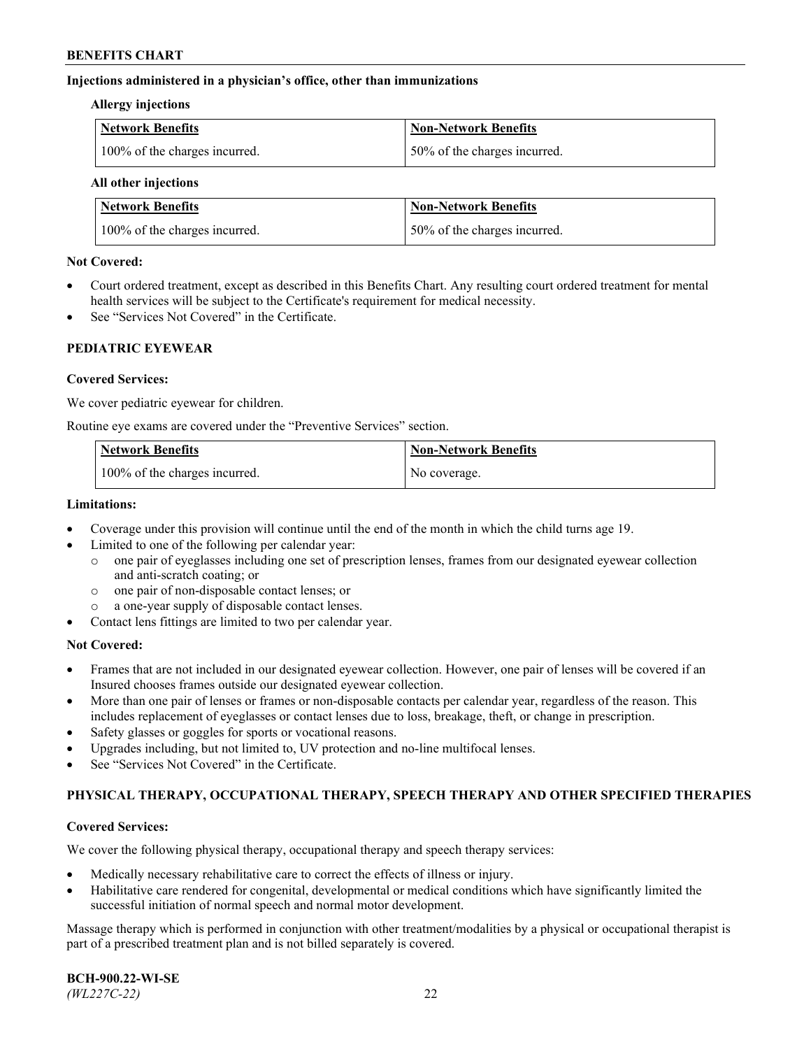**Injections administered in a physician's office, other than immunizations**

**Allergy injections**

| Network Benefits | Non-Network Benefits |
|---|---|
| 100% of the charges incurred. | 50% of the charges incurred. |

**All other injections**

| Network Benefits | Non-Network Benefits |
|---|---|
| 100% of the charges incurred. | 50% of the charges incurred. |

**Not Covered:**

- Court ordered treatment, except as described in this Benefits Chart. Any resulting court ordered treatment for mental health services will be subject to the Certificate's requirement for medical necessity.
- See "Services Not Covered" in the Certificate.

## PEDIATRIC EYEWEAR

**Covered Services:**

We cover pediatric eyewear for children.

Routine eye exams are covered under the "Preventive Services" section.

| Network Benefits | Non-Network Benefits |
|---|---|
| 100% of the charges incurred. | No coverage. |

**Limitations:**

- Coverage under this provision will continue until the end of the month in which the child turns age 19.
- Limited to one of the following per calendar year:
  - one pair of eyeglasses including one set of prescription lenses, frames from our designated eyewear collection and anti-scratch coating; or
  - one pair of non-disposable contact lenses; or
  - a one-year supply of disposable contact lenses.
- Contact lens fittings are limited to two per calendar year.

**Not Covered:**

- Frames that are not included in our designated eyewear collection. However, one pair of lenses will be covered if an Insured chooses frames outside our designated eyewear collection.
- More than one pair of lenses or frames or non-disposable contacts per calendar year, regardless of the reason. This includes replacement of eyeglasses or contact lenses due to loss, breakage, theft, or change in prescription.
- Safety glasses or goggles for sports or vocational reasons.
- Upgrades including, but not limited to, UV protection and no-line multifocal lenses.
- See "Services Not Covered" in the Certificate.

## PHYSICAL THERAPY, OCCUPATIONAL THERAPY, SPEECH THERAPY AND OTHER SPECIFIED THERAPIES

**Covered Services:**

We cover the following physical therapy, occupational therapy and speech therapy services:

- Medically necessary rehabilitative care to correct the effects of illness or injury.
- Habilitative care rendered for congenital, developmental or medical conditions which have significantly limited the successful initiation of normal speech and normal motor development.

Massage therapy which is performed in conjunction with other treatment/modalities by a physical or occupational therapist is part of a prescribed treatment plan and is not billed separately is covered.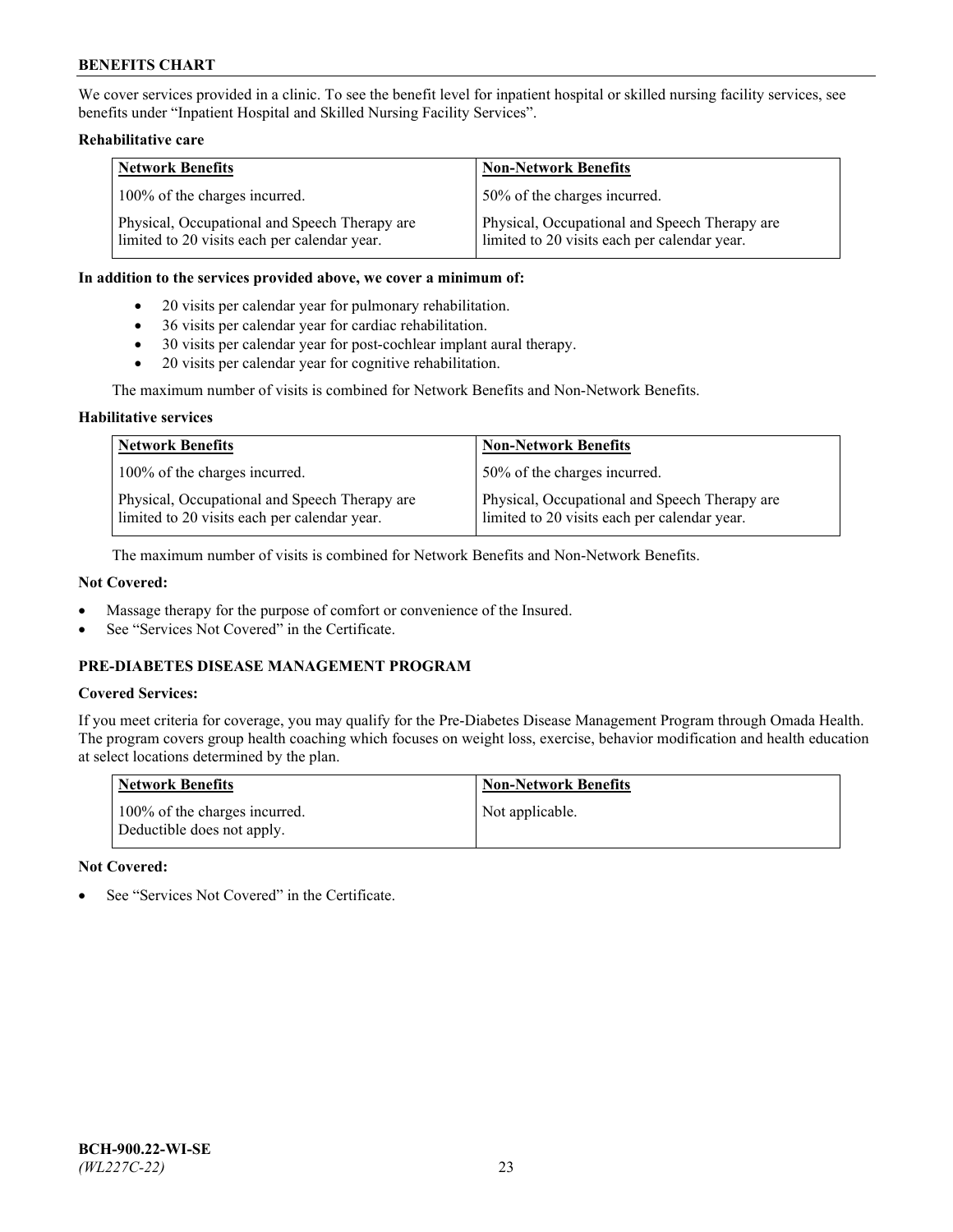We cover services provided in a clinic. To see the benefit level for inpatient hospital or skilled nursing facility services, see benefits under "Inpatient Hospital and Skilled Nursing Facility Services".

**Rehabilitative care**

| Network Benefits | Non-Network Benefits |
| --- | --- |
| 100% of the charges incurred. | 50% of the charges incurred. |
| Physical, Occupational and Speech Therapy are limited to 20 visits each per calendar year. | Physical, Occupational and Speech Therapy are limited to 20 visits each per calendar year. |

**In addition to the services provided above, we cover a minimum of:**

- 20 visits per calendar year for pulmonary rehabilitation.
- 36 visits per calendar year for cardiac rehabilitation.
- 30 visits per calendar year for post-cochlear implant aural therapy.
- 20 visits per calendar year for cognitive rehabilitation.

The maximum number of visits is combined for Network Benefits and Non-Network Benefits.

**Habilitative services**

| Network Benefits | Non-Network Benefits |
| --- | --- |
| 100% of the charges incurred. | 50% of the charges incurred. |
| Physical, Occupational and Speech Therapy are limited to 20 visits each per calendar year. | Physical, Occupational and Speech Therapy are limited to 20 visits each per calendar year. |

The maximum number of visits is combined for Network Benefits and Non-Network Benefits.

**Not Covered:**

- Massage therapy for the purpose of comfort or convenience of the Insured.
- See "Services Not Covered" in the Certificate.

## PRE-DIABETES DISEASE MANAGEMENT PROGRAM

**Covered Services:**

If you meet criteria for coverage, you may qualify for the Pre-Diabetes Disease Management Program through Omada Health. The program covers group health coaching which focuses on weight loss, exercise, behavior modification and health education at select locations determined by the plan.

| Network Benefits | Non-Network Benefits |
| --- | --- |
| 100% of the charges incurred. Deductible does not apply. | Not applicable. |

**Not Covered:**

- See "Services Not Covered" in the Certificate.

**BCH-900.22-WI-SE**
*(WL227C-22)*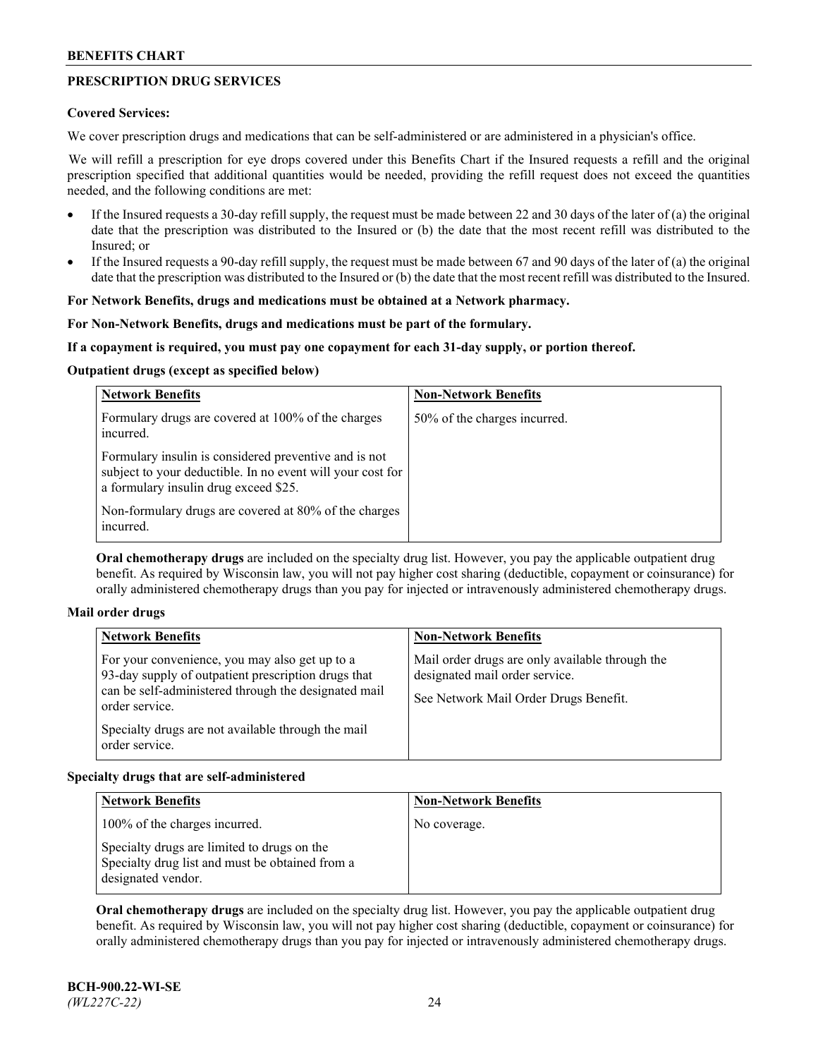## PRESCRIPTION DRUG SERVICES

**Covered Services:**

We cover prescription drugs and medications that can be self-administered or are administered in a physician's office.

We will refill a prescription for eye drops covered under this Benefits Chart if the Insured requests a refill and the original prescription specified that additional quantities would be needed, providing the refill request does not exceed the quantities needed, and the following conditions are met:

- If the Insured requests a 30-day refill supply, the request must be made between 22 and 30 days of the later of (a) the original date that the prescription was distributed to the Insured or (b) the date that the most recent refill was distributed to the Insured; or
- If the Insured requests a 90-day refill supply, the request must be made between 67 and 90 days of the later of (a) the original date that the prescription was distributed to the Insured or (b) the date that the most recent refill was distributed to the Insured.

**For Network Benefits, drugs and medications must be obtained at a Network pharmacy.**

**For Non-Network Benefits, drugs and medications must be part of the formulary.**

**If a copayment is required, you must pay one copayment for each 31-day supply, or portion thereof.**

**Outpatient drugs (except as specified below)**

| Network Benefits | Non-Network Benefits |
|---|---|
| Formulary drugs are covered at 100% of the charges incurred.<br><br>Formulary insulin is considered preventive and is not subject to your deductible. In no event will your cost for a formulary insulin drug exceed $25.<br><br>Non-formulary drugs are covered at 80% of the charges incurred. | 50% of the charges incurred. |

**Oral chemotherapy drugs** are included on the specialty drug list. However, you pay the applicable outpatient drug benefit. As required by Wisconsin law, you will not pay higher cost sharing (deductible, copayment or coinsurance) for orally administered chemotherapy drugs than you pay for injected or intravenously administered chemotherapy drugs.

**Mail order drugs**

| Network Benefits | Non-Network Benefits |
|---|---|
| For your convenience, you may also get up to a 93-day supply of outpatient prescription drugs that can be self-administered through the designated mail order service.<br><br>Specialty drugs are not available through the mail order service. | Mail order drugs are only available through the designated mail order service.<br><br>See Network Mail Order Drugs Benefit. |

**Specialty drugs that are self-administered**

| Network Benefits | Non-Network Benefits |
|---|---|
| 100% of the charges incurred.<br><br>Specialty drugs are limited to drugs on the Specialty drug list and must be obtained from a designated vendor. | No coverage. |

**Oral chemotherapy drugs** are included on the specialty drug list. However, you pay the applicable outpatient drug benefit. As required by Wisconsin law, you will not pay higher cost sharing (deductible, copayment or coinsurance) for orally administered chemotherapy drugs than you pay for injected or intravenously administered chemotherapy drugs.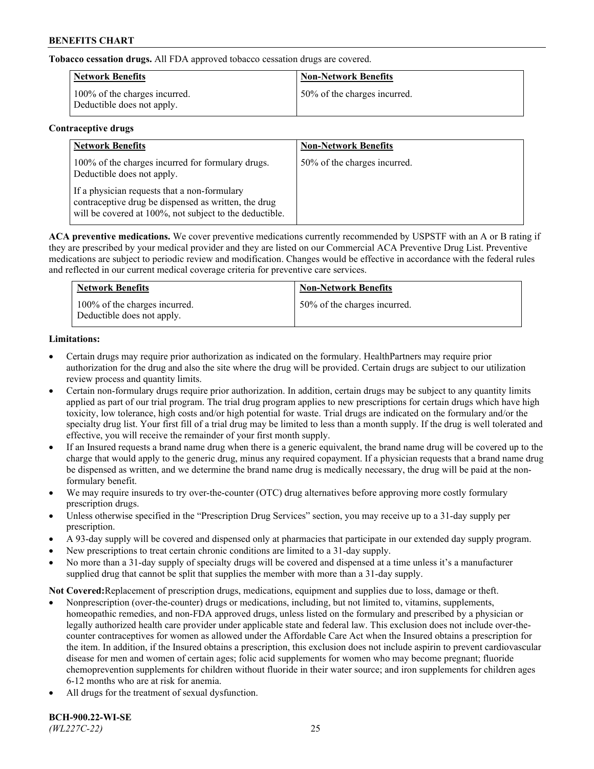**Tobacco cessation drugs.** All FDA approved tobacco cessation drugs are covered.

| Network Benefits | Non-Network Benefits |
|---|---|
| 100% of the charges incurred. Deductible does not apply. | 50% of the charges incurred. |

**Contraceptive drugs**

| Network Benefits | Non-Network Benefits |
|---|---|
| 100% of the charges incurred for formulary drugs. Deductible does not apply.<br><br>If a physician requests that a non-formulary contraceptive drug be dispensed as written, the drug will be covered at 100%, not subject to the deductible. | 50% of the charges incurred. |

**ACA preventive medications.** We cover preventive medications currently recommended by USPSTF with an A or B rating if they are prescribed by your medical provider and they are listed on our Commercial ACA Preventive Drug List. Preventive medications are subject to periodic review and modification. Changes would be effective in accordance with the federal rules and reflected in our current medical coverage criteria for preventive care services.

| Network Benefits | Non-Network Benefits |
|---|---|
| 100% of the charges incurred. Deductible does not apply. | 50% of the charges incurred. |

**Limitations:**

- Certain drugs may require prior authorization as indicated on the formulary. HealthPartners may require prior authorization for the drug and also the site where the drug will be provided. Certain drugs are subject to our utilization review process and quantity limits.
- Certain non-formulary drugs require prior authorization. In addition, certain drugs may be subject to any quantity limits applied as part of our trial program. The trial drug program applies to new prescriptions for certain drugs which have high toxicity, low tolerance, high costs and/or high potential for waste. Trial drugs are indicated on the formulary and/or the specialty drug list. Your first fill of a trial drug may be limited to less than a month supply. If the drug is well tolerated and effective, you will receive the remainder of your first month supply.
- If an Insured requests a brand name drug when there is a generic equivalent, the brand name drug will be covered up to the charge that would apply to the generic drug, minus any required copayment. If a physician requests that a brand name drug be dispensed as written, and we determine the brand name drug is medically necessary, the drug will be paid at the non-formulary benefit.
- We may require insureds to try over-the-counter (OTC) drug alternatives before approving more costly formulary prescription drugs.
- Unless otherwise specified in the "Prescription Drug Services" section, you may receive up to a 31-day supply per prescription.
- A 93-day supply will be covered and dispensed only at pharmacies that participate in our extended day supply program.
- New prescriptions to treat certain chronic conditions are limited to a 31-day supply.
- No more than a 31-day supply of specialty drugs will be covered and dispensed at a time unless it's a manufacturer supplied drug that cannot be split that supplies the member with more than a 31-day supply.

**Not Covered:**Replacement of prescription drugs, medications, equipment and supplies due to loss, damage or theft.

- Nonprescription (over-the-counter) drugs or medications, including, but not limited to, vitamins, supplements, homeopathic remedies, and non-FDA approved drugs, unless listed on the formulary and prescribed by a physician or legally authorized health care provider under applicable state and federal law. This exclusion does not include over-the-counter contraceptives for women as allowed under the Affordable Care Act when the Insured obtains a prescription for the item. In addition, if the Insured obtains a prescription, this exclusion does not include aspirin to prevent cardiovascular disease for men and women of certain ages; folic acid supplements for women who may become pregnant; fluoride chemoprevention supplements for children without fluoride in their water source; and iron supplements for children ages 6-12 months who are at risk for anemia.
- All drugs for the treatment of sexual dysfunction.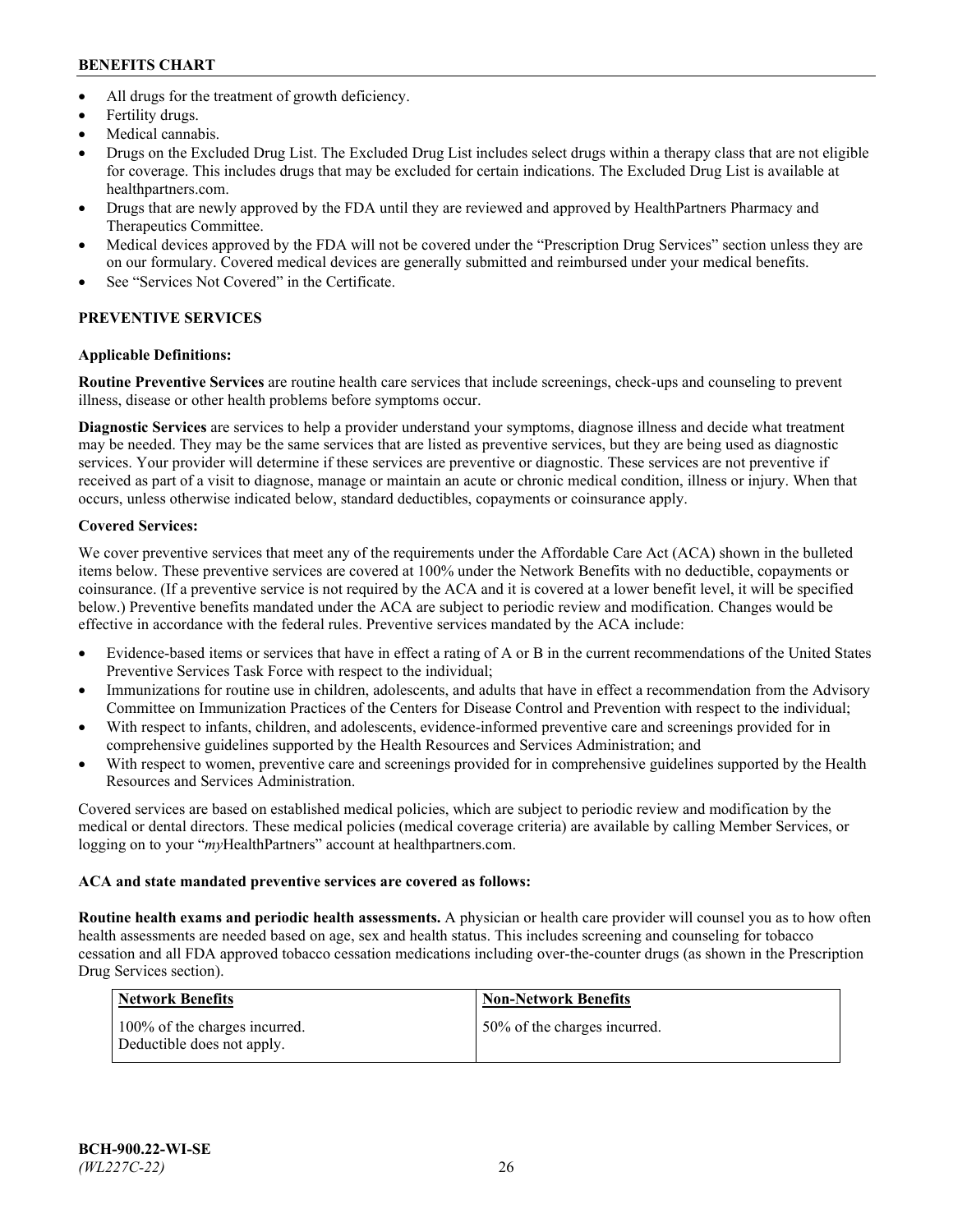- All drugs for the treatment of growth deficiency.
- Fertility drugs.
- Medical cannabis.
- Drugs on the Excluded Drug List. The Excluded Drug List includes select drugs within a therapy class that are not eligible for coverage. This includes drugs that may be excluded for certain indications. The Excluded Drug List is available at healthpartners.com.
- Drugs that are newly approved by the FDA until they are reviewed and approved by HealthPartners Pharmacy and Therapeutics Committee.
- Medical devices approved by the FDA will not be covered under the "Prescription Drug Services" section unless they are on our formulary. Covered medical devices are generally submitted and reimbursed under your medical benefits.
- See "Services Not Covered" in the Certificate.

## PREVENTIVE SERVICES

### Applicable Definitions:

**Routine Preventive Services** are routine health care services that include screenings, check-ups and counseling to prevent illness, disease or other health problems before symptoms occur.

**Diagnostic Services** are services to help a provider understand your symptoms, diagnose illness and decide what treatment may be needed. They may be the same services that are listed as preventive services, but they are being used as diagnostic services. Your provider will determine if these services are preventive or diagnostic. These services are not preventive if received as part of a visit to diagnose, manage or maintain an acute or chronic medical condition, illness or injury. When that occurs, unless otherwise indicated below, standard deductibles, copayments or coinsurance apply.

### Covered Services:

We cover preventive services that meet any of the requirements under the Affordable Care Act (ACA) shown in the bulleted items below. These preventive services are covered at 100% under the Network Benefits with no deductible, copayments or coinsurance. (If a preventive service is not required by the ACA and it is covered at a lower benefit level, it will be specified below.) Preventive benefits mandated under the ACA are subject to periodic review and modification. Changes would be effective in accordance with the federal rules. Preventive services mandated by the ACA include:

- Evidence-based items or services that have in effect a rating of A or B in the current recommendations of the United States Preventive Services Task Force with respect to the individual;
- Immunizations for routine use in children, adolescents, and adults that have in effect a recommendation from the Advisory Committee on Immunization Practices of the Centers for Disease Control and Prevention with respect to the individual;
- With respect to infants, children, and adolescents, evidence-informed preventive care and screenings provided for in comprehensive guidelines supported by the Health Resources and Services Administration; and
- With respect to women, preventive care and screenings provided for in comprehensive guidelines supported by the Health Resources and Services Administration.

Covered services are based on established medical policies, which are subject to periodic review and modification by the medical or dental directors. These medical policies (medical coverage criteria) are available by calling Member Services, or logging on to your "*my*HealthPartners" account at healthpartners.com.

**ACA and state mandated preventive services are covered as follows:**

**Routine health exams and periodic health assessments.** A physician or health care provider will counsel you as to how often health assessments are needed based on age, sex and health status. This includes screening and counseling for tobacco cessation and all FDA approved tobacco cessation medications including over-the-counter drugs (as shown in the Prescription Drug Services section).

| Network Benefits | Non-Network Benefits |
| --- | --- |
| 100% of the charges incurred. Deductible does not apply. | 50% of the charges incurred. |

BCH-900.22-WI-SE
*(WL227C-22)*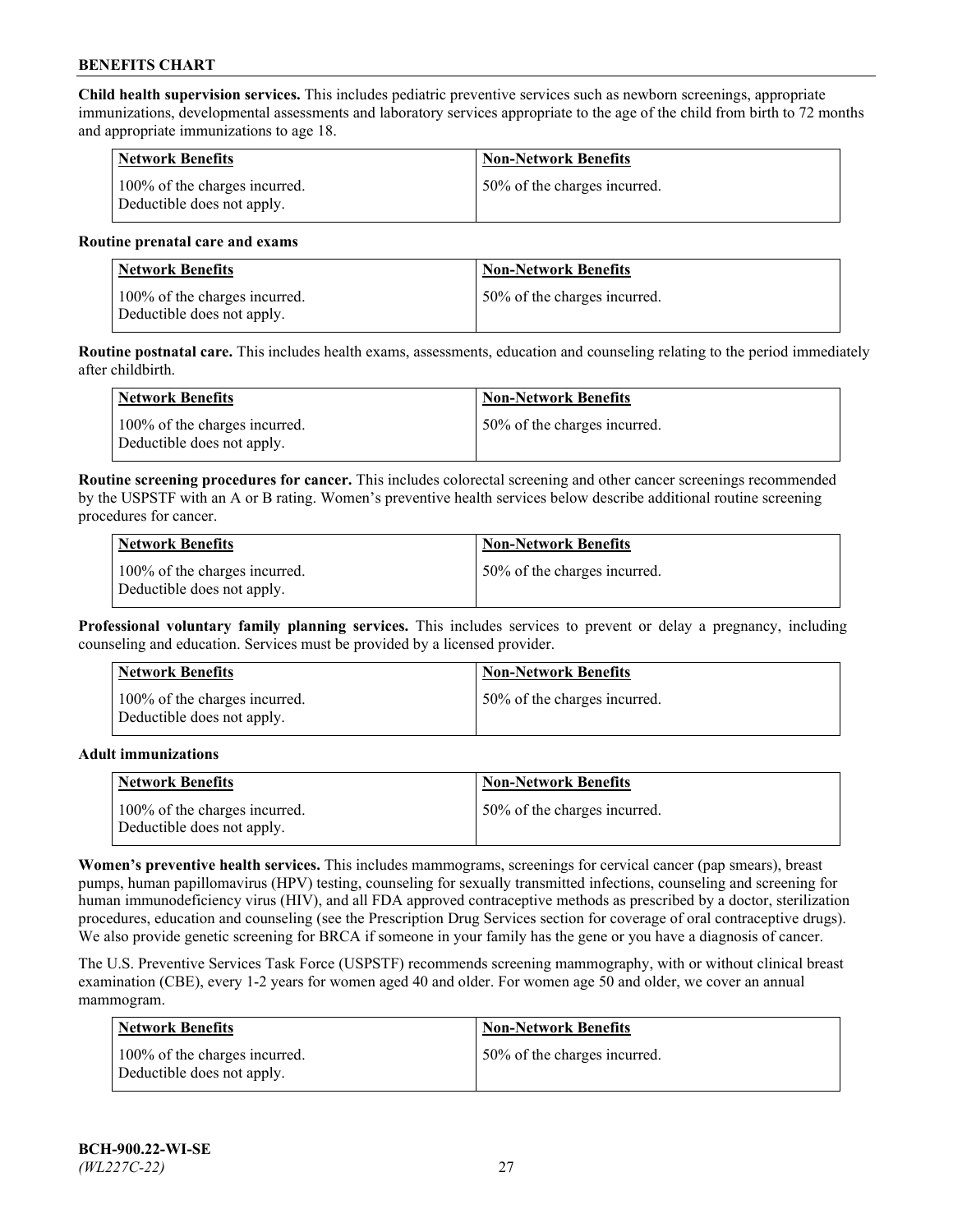**Child health supervision services.** This includes pediatric preventive services such as newborn screenings, appropriate immunizations, developmental assessments and laboratory services appropriate to the age of the child from birth to 72 months and appropriate immunizations to age 18.

| Network Benefits | Non-Network Benefits |
| --- | --- |
| 100% of the charges incurred. Deductible does not apply. | 50% of the charges incurred. |

**Routine prenatal care and exams**

| Network Benefits | Non-Network Benefits |
| --- | --- |
| 100% of the charges incurred. Deductible does not apply. | 50% of the charges incurred. |

**Routine postnatal care.** This includes health exams, assessments, education and counseling relating to the period immediately after childbirth.

| Network Benefits | Non-Network Benefits |
| --- | --- |
| 100% of the charges incurred. Deductible does not apply. | 50% of the charges incurred. |

**Routine screening procedures for cancer.** This includes colorectal screening and other cancer screenings recommended by the USPSTF with an A or B rating. Women's preventive health services below describe additional routine screening procedures for cancer.

| Network Benefits | Non-Network Benefits |
| --- | --- |
| 100% of the charges incurred. Deductible does not apply. | 50% of the charges incurred. |

**Professional voluntary family planning services.** This includes services to prevent or delay a pregnancy, including counseling and education. Services must be provided by a licensed provider.

| Network Benefits | Non-Network Benefits |
| --- | --- |
| 100% of the charges incurred. Deductible does not apply. | 50% of the charges incurred. |

**Adult immunizations**

| Network Benefits | Non-Network Benefits |
| --- | --- |
| 100% of the charges incurred. Deductible does not apply. | 50% of the charges incurred. |

**Women's preventive health services.** This includes mammograms, screenings for cervical cancer (pap smears), breast pumps, human papillomavirus (HPV) testing, counseling for sexually transmitted infections, counseling and screening for human immunodeficiency virus (HIV), and all FDA approved contraceptive methods as prescribed by a doctor, sterilization procedures, education and counseling (see the Prescription Drug Services section for coverage of oral contraceptive drugs). We also provide genetic screening for BRCA if someone in your family has the gene or you have a diagnosis of cancer.

The U.S. Preventive Services Task Force (USPSTF) recommends screening mammography, with or without clinical breast examination (CBE), every 1-2 years for women aged 40 and older. For women age 50 and older, we cover an annual mammogram.

| Network Benefits | Non-Network Benefits |
| --- | --- |
| 100% of the charges incurred. Deductible does not apply. | 50% of the charges incurred. |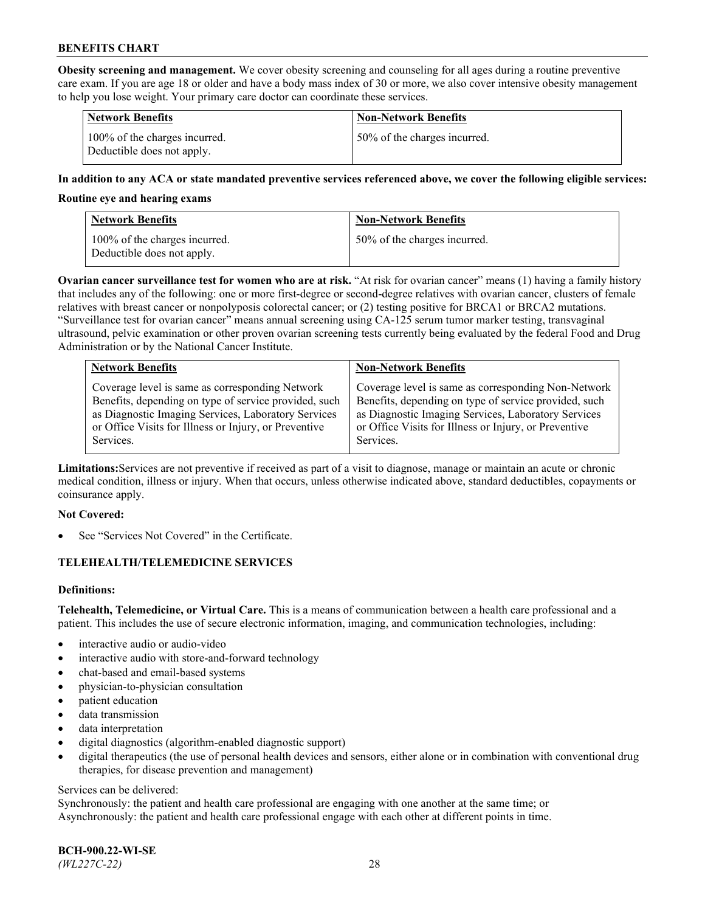**Obesity screening and management.** We cover obesity screening and counseling for all ages during a routine preventive care exam. If you are age 18 or older and have a body mass index of 30 or more, we also cover intensive obesity management to help you lose weight. Your primary care doctor can coordinate these services.

| Network Benefits | Non-Network Benefits |
| --- | --- |
| 100% of the charges incurred. Deductible does not apply. | 50% of the charges incurred. |

**In addition to any ACA or state mandated preventive services referenced above, we cover the following eligible services:**

**Routine eye and hearing exams**

| Network Benefits | Non-Network Benefits |
| --- | --- |
| 100% of the charges incurred. Deductible does not apply. | 50% of the charges incurred. |

**Ovarian cancer surveillance test for women who are at risk.** "At risk for ovarian cancer" means (1) having a family history that includes any of the following: one or more first-degree or second-degree relatives with ovarian cancer, clusters of female relatives with breast cancer or nonpolyposis colorectal cancer; or (2) testing positive for BRCA1 or BRCA2 mutations. "Surveillance test for ovarian cancer" means annual screening using CA-125 serum tumor marker testing, transvaginal ultrasound, pelvic examination or other proven ovarian screening tests currently being evaluated by the federal Food and Drug Administration or by the National Cancer Institute.

| Network Benefits | Non-Network Benefits |
| --- | --- |
| Coverage level is same as corresponding Network Benefits, depending on type of service provided, such as Diagnostic Imaging Services, Laboratory Services or Office Visits for Illness or Injury, or Preventive Services. | Coverage level is same as corresponding Non-Network Benefits, depending on type of service provided, such as Diagnostic Imaging Services, Laboratory Services or Office Visits for Illness or Injury, or Preventive Services. |

**Limitations:** Services are not preventive if received as part of a visit to diagnose, manage or maintain an acute or chronic medical condition, illness or injury. When that occurs, unless otherwise indicated above, standard deductibles, copayments or coinsurance apply.

**Not Covered:**

- See "Services Not Covered" in the Certificate.

## TELEHEALTH/TELEMEDICINE SERVICES

**Definitions:**

**Telehealth, Telemedicine, or Virtual Care.** This is a means of communication between a health care professional and a patient. This includes the use of secure electronic information, imaging, and communication technologies, including:

- interactive audio or audio-video
- interactive audio with store-and-forward technology
- chat-based and email-based systems
- physician-to-physician consultation
- patient education
- data transmission
- data interpretation
- digital diagnostics (algorithm-enabled diagnostic support)
- digital therapeutics (the use of personal health devices and sensors, either alone or in combination with conventional drug therapies, for disease prevention and management)

Services can be delivered:
Synchronously: the patient and health care professional are engaging with one another at the same time; or
Asynchronously: the patient and health care professional engage with each other at different points in time.

**BCH-900.22-WI-SE**
*(WL227C-22)*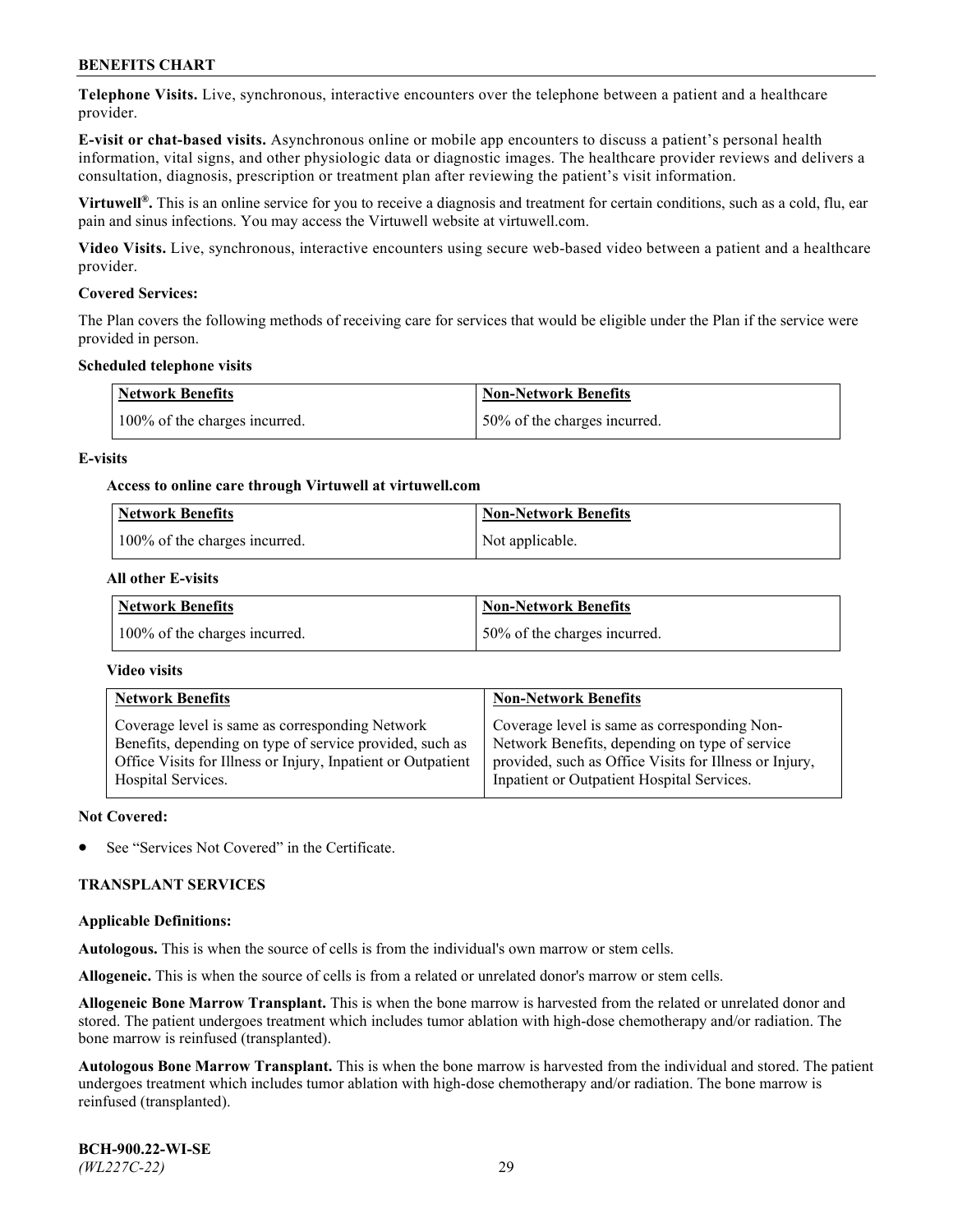**Telephone Visits.** Live, synchronous, interactive encounters over the telephone between a patient and a healthcare provider.

**E-visit or chat-based visits.** Asynchronous online or mobile app encounters to discuss a patient's personal health information, vital signs, and other physiologic data or diagnostic images. The healthcare provider reviews and delivers a consultation, diagnosis, prescription or treatment plan after reviewing the patient's visit information.

**Virtuwell®.** This is an online service for you to receive a diagnosis and treatment for certain conditions, such as a cold, flu, ear pain and sinus infections. You may access the Virtuwell website at virtuwell.com.

**Video Visits.** Live, synchronous, interactive encounters using secure web-based video between a patient and a healthcare provider.

**Covered Services:**

The Plan covers the following methods of receiving care for services that would be eligible under the Plan if the service were provided in person.

**Scheduled telephone visits**

| Network Benefits | Non-Network Benefits |
| --- | --- |
| 100% of the charges incurred. | 50% of the charges incurred. |

**E-visits**

**Access to online care through Virtuwell at virtuwell.com**

| Network Benefits | Non-Network Benefits |
| --- | --- |
| 100% of the charges incurred. | Not applicable. |

**All other E-visits**

| Network Benefits | Non-Network Benefits |
| --- | --- |
| 100% of the charges incurred. | 50% of the charges incurred. |

**Video visits**

| Network Benefits | Non-Network Benefits |
| --- | --- |
| Coverage level is same as corresponding Network Benefits, depending on type of service provided, such as Office Visits for Illness or Injury, Inpatient or Outpatient Hospital Services. | Coverage level is same as corresponding Non-Network Benefits, depending on type of service provided, such as Office Visits for Illness or Injury, Inpatient or Outpatient Hospital Services. |

**Not Covered:**

- See "Services Not Covered" in the Certificate.

## TRANSPLANT SERVICES

**Applicable Definitions:**

**Autologous.** This is when the source of cells is from the individual's own marrow or stem cells.

**Allogeneic.** This is when the source of cells is from a related or unrelated donor's marrow or stem cells.

**Allogeneic Bone Marrow Transplant.** This is when the bone marrow is harvested from the related or unrelated donor and stored. The patient undergoes treatment which includes tumor ablation with high-dose chemotherapy and/or radiation. The bone marrow is reinfused (transplanted).

**Autologous Bone Marrow Transplant.** This is when the bone marrow is harvested from the individual and stored. The patient undergoes treatment which includes tumor ablation with high-dose chemotherapy and/or radiation. The bone marrow is reinfused (transplanted).

**BCH-900.22-WI-SE**
*(WL227C-22)*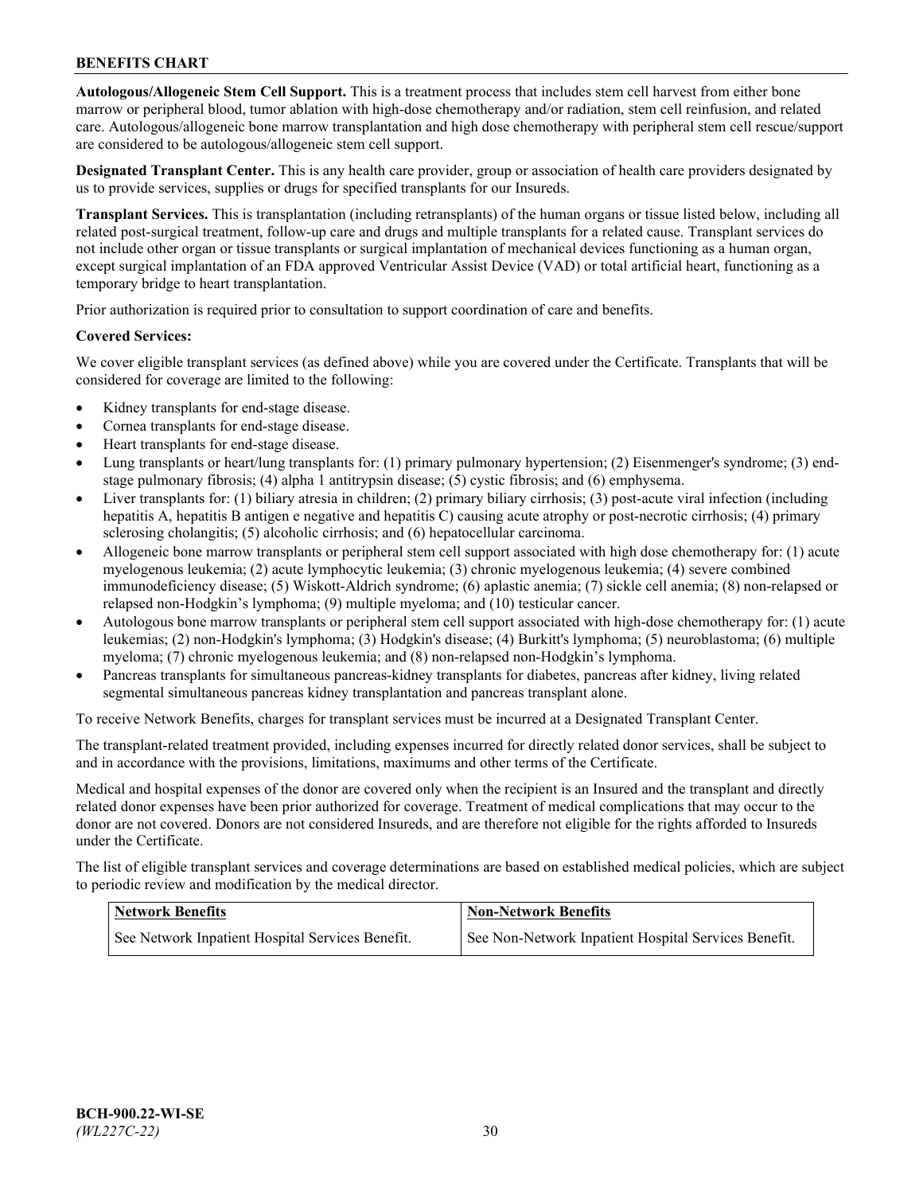**Autologous/Allogeneic Stem Cell Support.** This is a treatment process that includes stem cell harvest from either bone marrow or peripheral blood, tumor ablation with high-dose chemotherapy and/or radiation, stem cell reinfusion, and related care. Autologous/allogeneic bone marrow transplantation and high dose chemotherapy with peripheral stem cell rescue/support are considered to be autologous/allogeneic stem cell support.

**Designated Transplant Center.** This is any health care provider, group or association of health care providers designated by us to provide services, supplies or drugs for specified transplants for our Insureds.

**Transplant Services.** This is transplantation (including retransplants) of the human organs or tissue listed below, including all related post-surgical treatment, follow-up care and drugs and multiple transplants for a related cause. Transplant services do not include other organ or tissue transplants or surgical implantation of mechanical devices functioning as a human organ, except surgical implantation of an FDA approved Ventricular Assist Device (VAD) or total artificial heart, functioning as a temporary bridge to heart transplantation.

Prior authorization is required prior to consultation to support coordination of care and benefits.

**Covered Services:**

We cover eligible transplant services (as defined above) while you are covered under the Certificate. Transplants that will be considered for coverage are limited to the following:

- Kidney transplants for end-stage disease.
- Cornea transplants for end-stage disease.
- Heart transplants for end-stage disease.
- Lung transplants or heart/lung transplants for: (1) primary pulmonary hypertension; (2) Eisenmenger's syndrome; (3) end-stage pulmonary fibrosis; (4) alpha 1 antitrypsin disease; (5) cystic fibrosis; and (6) emphysema.
- Liver transplants for: (1) biliary atresia in children; (2) primary biliary cirrhosis; (3) post-acute viral infection (including hepatitis A, hepatitis B antigen e negative and hepatitis C) causing acute atrophy or post-necrotic cirrhosis; (4) primary sclerosing cholangitis; (5) alcoholic cirrhosis; and (6) hepatocellular carcinoma.
- Allogeneic bone marrow transplants or peripheral stem cell support associated with high dose chemotherapy for: (1) acute myelogenous leukemia; (2) acute lymphocytic leukemia; (3) chronic myelogenous leukemia; (4) severe combined immunodeficiency disease; (5) Wiskott-Aldrich syndrome; (6) aplastic anemia; (7) sickle cell anemia; (8) non-relapsed or relapsed non-Hodgkin's lymphoma; (9) multiple myeloma; and (10) testicular cancer.
- Autologous bone marrow transplants or peripheral stem cell support associated with high-dose chemotherapy for: (1) acute leukemias; (2) non-Hodgkin's lymphoma; (3) Hodgkin's disease; (4) Burkitt's lymphoma; (5) neuroblastoma; (6) multiple myeloma; (7) chronic myelogenous leukemia; and (8) non-relapsed non-Hodgkin's lymphoma.
- Pancreas transplants for simultaneous pancreas-kidney transplants for diabetes, pancreas after kidney, living related segmental simultaneous pancreas kidney transplantation and pancreas transplant alone.

To receive Network Benefits, charges for transplant services must be incurred at a Designated Transplant Center.

The transplant-related treatment provided, including expenses incurred for directly related donor services, shall be subject to and in accordance with the provisions, limitations, maximums and other terms of the Certificate.

Medical and hospital expenses of the donor are covered only when the recipient is an Insured and the transplant and directly related donor expenses have been prior authorized for coverage. Treatment of medical complications that may occur to the donor are not covered. Donors are not considered Insureds, and are therefore not eligible for the rights afforded to Insureds under the Certificate.

The list of eligible transplant services and coverage determinations are based on established medical policies, which are subject to periodic review and modification by the medical director.

| Network Benefits | Non-Network Benefits |
|---|---|
| See Network Inpatient Hospital Services Benefit. | See Non-Network Inpatient Hospital Services Benefit. |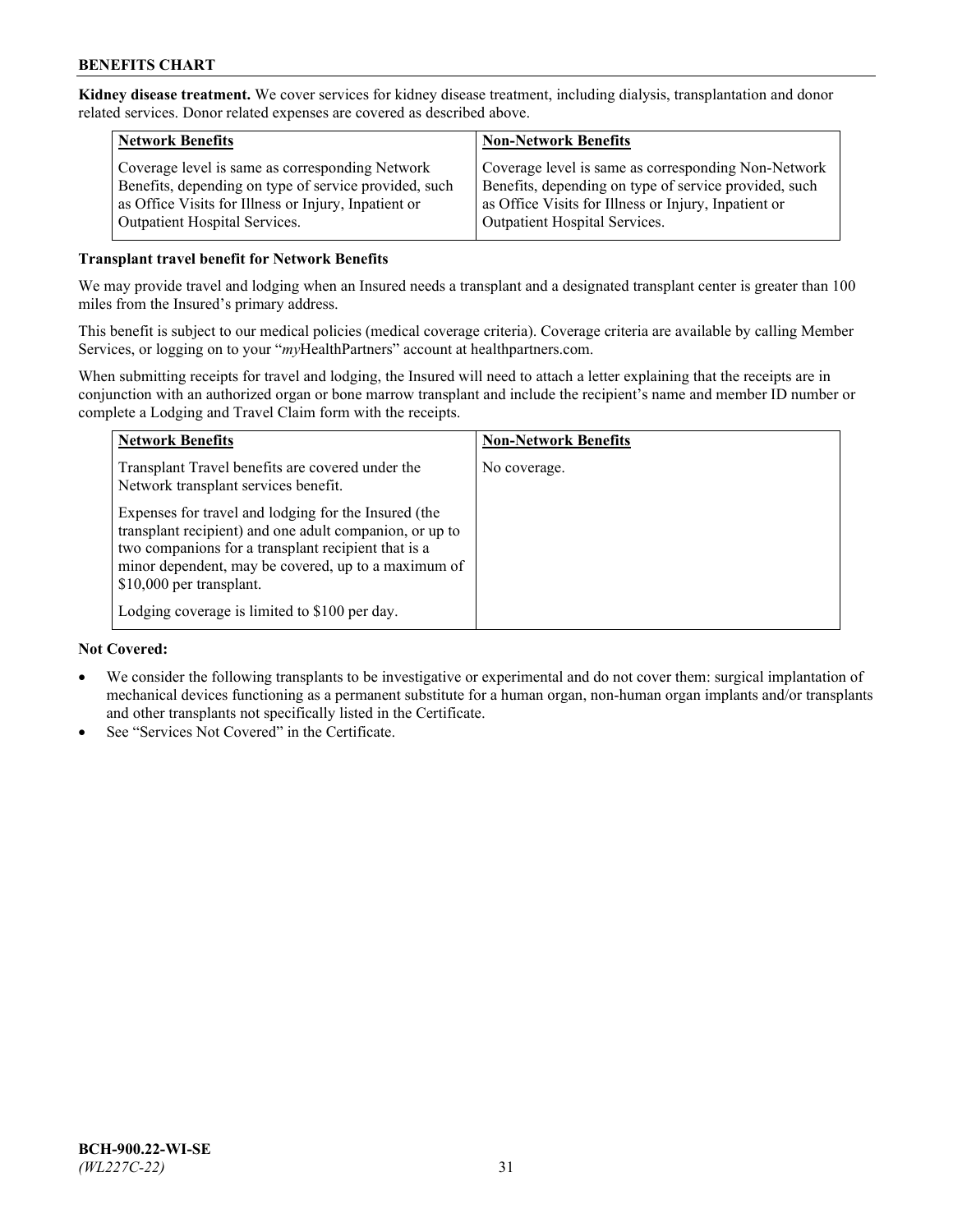**Kidney disease treatment.** We cover services for kidney disease treatment, including dialysis, transplantation and donor related services. Donor related expenses are covered as described above.

| Network Benefits | Non-Network Benefits |
| --- | --- |
| Coverage level is same as corresponding Network Benefits, depending on type of service provided, such as Office Visits for Illness or Injury, Inpatient or Outpatient Hospital Services. | Coverage level is same as corresponding Non-Network Benefits, depending on type of service provided, such as Office Visits for Illness or Injury, Inpatient or Outpatient Hospital Services. |

**Transplant travel benefit for Network Benefits**

We may provide travel and lodging when an Insured needs a transplant and a designated transplant center is greater than 100 miles from the Insured's primary address.

This benefit is subject to our medical policies (medical coverage criteria). Coverage criteria are available by calling Member Services, or logging on to your "*my*HealthPartners" account at healthpartners.com.

When submitting receipts for travel and lodging, the Insured will need to attach a letter explaining that the receipts are in conjunction with an authorized organ or bone marrow transplant and include the recipient's name and member ID number or complete a Lodging and Travel Claim form with the receipts.

| Network Benefits | Non-Network Benefits |
| --- | --- |
| Transplant Travel benefits are covered under the Network transplant services benefit.<br><br>Expenses for travel and lodging for the Insured (the transplant recipient) and one adult companion, or up to two companions for a transplant recipient that is a minor dependent, may be covered, up to a maximum of $10,000 per transplant.<br><br>Lodging coverage is limited to $100 per day. | No coverage. |

**Not Covered:**

- We consider the following transplants to be investigative or experimental and do not cover them: surgical implantation of mechanical devices functioning as a permanent substitute for a human organ, non-human organ implants and/or transplants and other transplants not specifically listed in the Certificate.
- See "Services Not Covered" in the Certificate.

BCH-900.22-WI-SE
*(WL227C-22)*